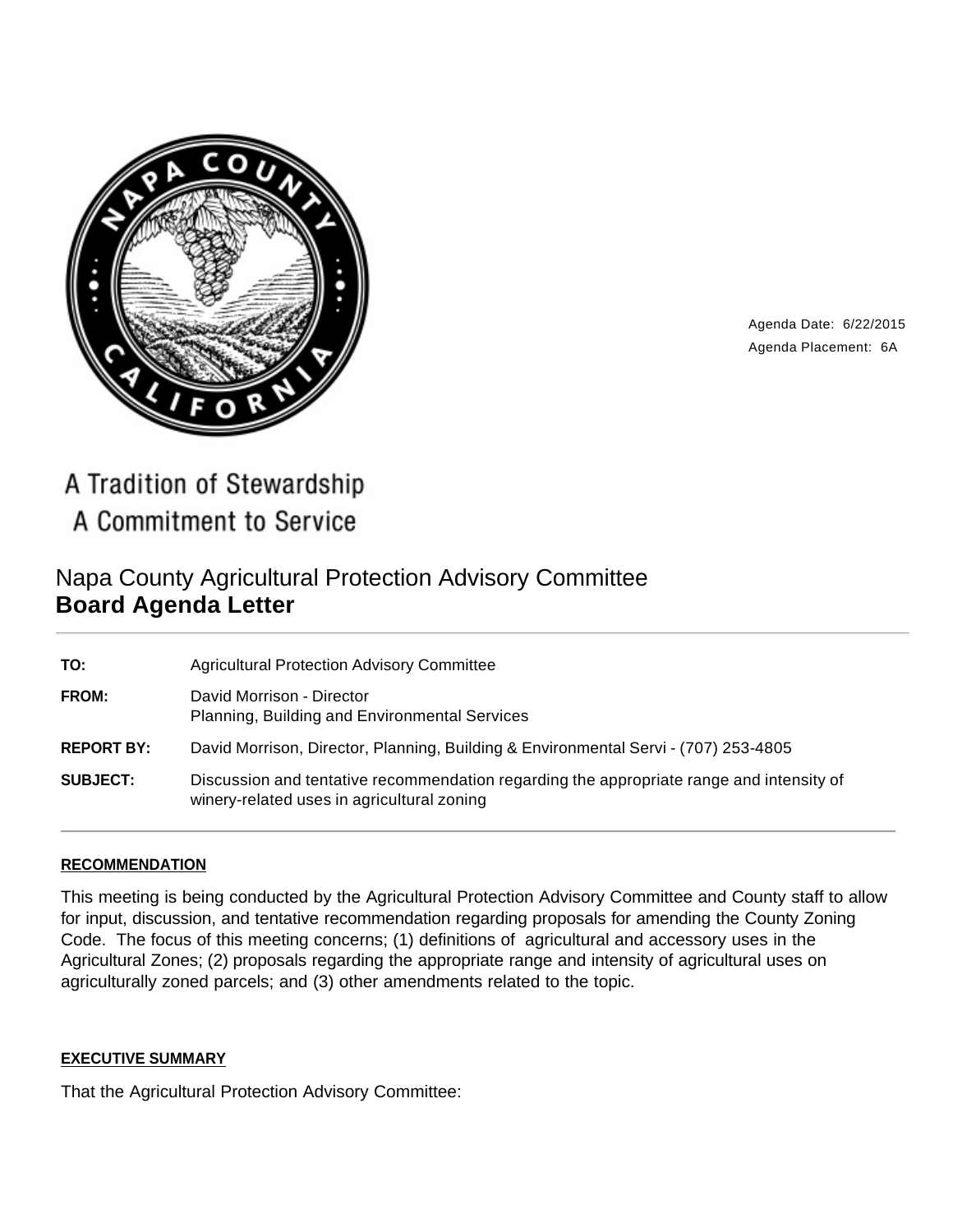Agenda Date: 6/22/2015
Agenda Placement: 6A

A Tradition of Stewardship
A Commitment to Service

# Napa County Agricultural Protection Advisory Committee
## Board Agenda Letter

| | |
|---|---|
| **TO:** | Agricultural Protection Advisory Committee |
| **FROM:** | David Morrison - Director<br>Planning, Building and Environmental Services |
| **REPORT BY:** | David Morrison, Director, Planning, Building & Environmental Servi - (707) 253-4805 |
| **SUBJECT:** | Discussion and tentative recommendation regarding the appropriate range and intensity of winery-related uses in agricultural zoning |

**RECOMMENDATION**

This meeting is being conducted by the Agricultural Protection Advisory Committee and County staff to allow for input, discussion, and tentative recommendation regarding proposals for amending the County Zoning Code. The focus of this meeting concerns; (1) definitions of agricultural and accessory uses in the Agricultural Zones; (2) proposals regarding the appropriate range and intensity of agricultural uses on agriculturally zoned parcels; and (3) other amendments related to the topic.

**EXECUTIVE SUMMARY**

That the Agricultural Protection Advisory Committee: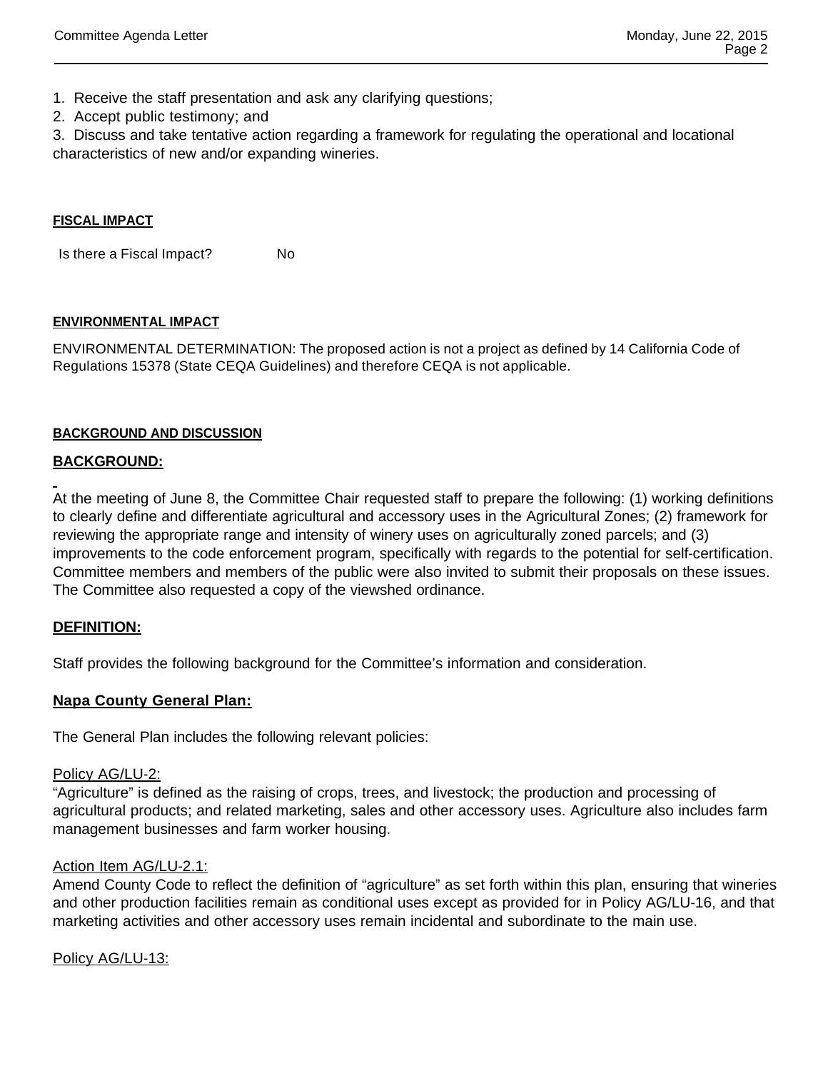1. Receive the staff presentation and ask any clarifying questions;
2. Accept public testimony; and
3. Discuss and take tentative action regarding a framework for regulating the operational and locational characteristics of new and/or expanding wineries.

#### FISCAL IMPACT

Is there a Fiscal Impact? No

#### ENVIRONMENTAL IMPACT

ENVIRONMENTAL DETERMINATION: The proposed action is not a project as defined by 14 California Code of Regulations 15378 (State CEQA Guidelines) and therefore CEQA is not applicable.

#### BACKGROUND AND DISCUSSION

**BACKGROUND:**

At the meeting of June 8, the Committee Chair requested staff to prepare the following: (1) working definitions to clearly define and differentiate agricultural and accessory uses in the Agricultural Zones; (2) framework for reviewing the appropriate range and intensity of winery uses on agriculturally zoned parcels; and (3) improvements to the code enforcement program, specifically with regards to the potential for self-certification. Committee members and members of the public were also invited to submit their proposals on these issues. The Committee also requested a copy of the viewshed ordinance.

**DEFINITION:**

Staff provides the following background for the Committee's information and consideration.

**Napa County General Plan:**

The General Plan includes the following relevant policies:

Policy AG/LU-2:
"Agriculture" is defined as the raising of crops, trees, and livestock; the production and processing of agricultural products; and related marketing, sales and other accessory uses. Agriculture also includes farm management businesses and farm worker housing.

Action Item AG/LU-2.1:
Amend County Code to reflect the definition of "agriculture" as set forth within this plan, ensuring that wineries and other production facilities remain as conditional uses except as provided for in Policy AG/LU-16, and that marketing activities and other accessory uses remain incidental and subordinate to the main use.

Policy AG/LU-13: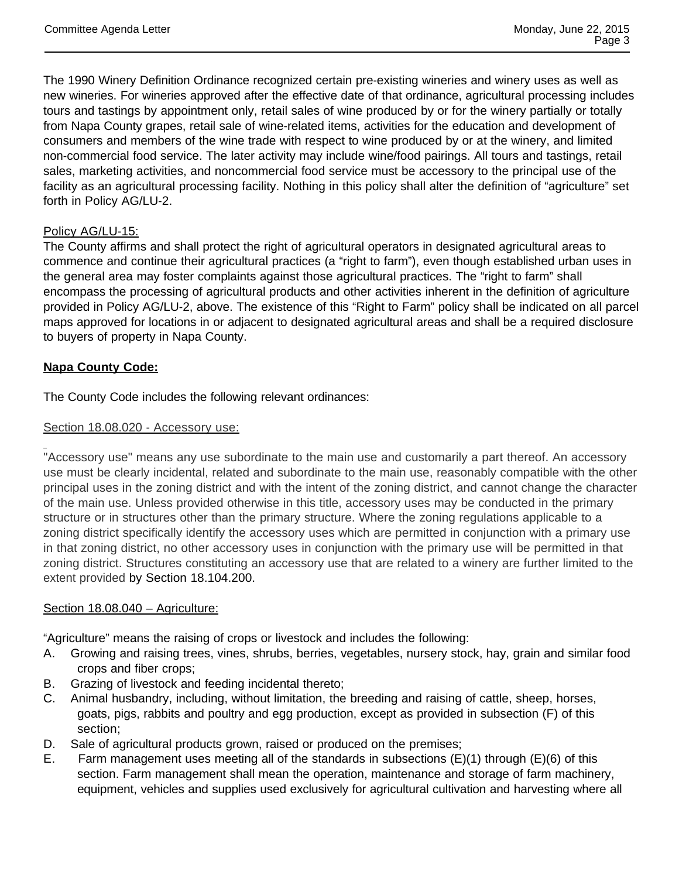The 1990 Winery Definition Ordinance recognized certain pre-existing wineries and winery uses as well as new wineries. For wineries approved after the effective date of that ordinance, agricultural processing includes tours and tastings by appointment only, retail sales of wine produced by or for the winery partially or totally from Napa County grapes, retail sale of wine-related items, activities for the education and development of consumers and members of the wine trade with respect to wine produced by or at the winery, and limited non-commercial food service. The later activity may include wine/food pairings. All tours and tastings, retail sales, marketing activities, and noncommercial food service must be accessory to the principal use of the facility as an agricultural processing facility. Nothing in this policy shall alter the definition of "agriculture" set forth in Policy AG/LU-2.

Policy AG/LU-15:
The County affirms and shall protect the right of agricultural operators in designated agricultural areas to commence and continue their agricultural practices (a "right to farm"), even though established urban uses in the general area may foster complaints against those agricultural practices. The "right to farm" shall encompass the processing of agricultural products and other activities inherent in the definition of agriculture provided in Policy AG/LU-2, above. The existence of this "Right to Farm" policy shall be indicated on all parcel maps approved for locations in or adjacent to designated agricultural areas and shall be a required disclosure to buyers of property in Napa County.

**Napa County Code:**

The County Code includes the following relevant ordinances:

Section 18.08.020 - Accessory use:

"Accessory use" means any use subordinate to the main use and customarily a part thereof. An accessory use must be clearly incidental, related and subordinate to the main use, reasonably compatible with the other principal uses in the zoning district and with the intent of the zoning district, and cannot change the character of the main use. Unless provided otherwise in this title, accessory uses may be conducted in the primary structure or in structures other than the primary structure. Where the zoning regulations applicable to a zoning district specifically identify the accessory uses which are permitted in conjunction with a primary use in that zoning district, no other accessory uses in conjunction with the primary use will be permitted in that zoning district. Structures constituting an accessory use that are related to a winery are further limited to the extent provided by Section 18.104.200.

Section 18.08.040 – Agriculture:

"Agriculture" means the raising of crops or livestock and includes the following:

A. Growing and raising trees, vines, shrubs, berries, vegetables, nursery stock, hay, grain and similar food crops and fiber crops;
B. Grazing of livestock and feeding incidental thereto;
C. Animal husbandry, including, without limitation, the breeding and raising of cattle, sheep, horses, goats, pigs, rabbits and poultry and egg production, except as provided in subsection (F) of this section;
D. Sale of agricultural products grown, raised or produced on the premises;
E. Farm management uses meeting all of the standards in subsections (E)(1) through (E)(6) of this section. Farm management shall mean the operation, maintenance and storage of farm machinery, equipment, vehicles and supplies used exclusively for agricultural cultivation and harvesting where all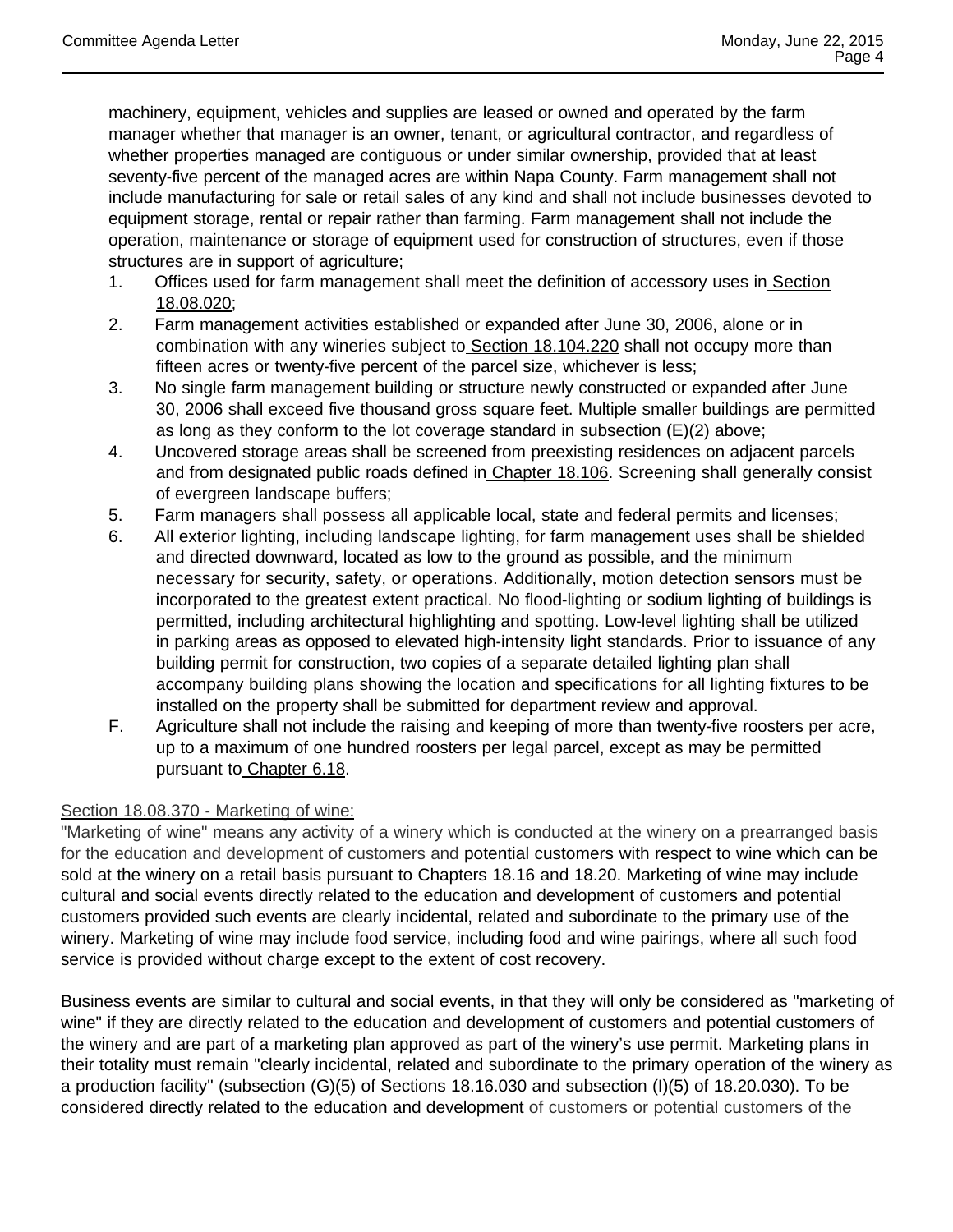machinery, equipment, vehicles and supplies are leased or owned and operated by the farm manager whether that manager is an owner, tenant, or agricultural contractor, and regardless of whether properties managed are contiguous or under similar ownership, provided that at least seventy-five percent of the managed acres are within Napa County. Farm management shall not include manufacturing for sale or retail sales of any kind and shall not include businesses devoted to equipment storage, rental or repair rather than farming. Farm management shall not include the operation, maintenance or storage of equipment used for construction of structures, even if those structures are in support of agriculture;

1. Offices used for farm management shall meet the definition of accessory uses in Section 18.08.020;
2. Farm management activities established or expanded after June 30, 2006, alone or in combination with any wineries subject to Section 18.104.220 shall not occupy more than fifteen acres or twenty-five percent of the parcel size, whichever is less;
3. No single farm management building or structure newly constructed or expanded after June 30, 2006 shall exceed five thousand gross square feet. Multiple smaller buildings are permitted as long as they conform to the lot coverage standard in subsection (E)(2) above;
4. Uncovered storage areas shall be screened from preexisting residences on adjacent parcels and from designated public roads defined in Chapter 18.106. Screening shall generally consist of evergreen landscape buffers;
5. Farm managers shall possess all applicable local, state and federal permits and licenses;
6. All exterior lighting, including landscape lighting, for farm management uses shall be shielded and directed downward, located as low to the ground as possible, and the minimum necessary for security, safety, or operations. Additionally, motion detection sensors must be incorporated to the greatest extent practical. No flood-lighting or sodium lighting of buildings is permitted, including architectural highlighting and spotting. Low-level lighting shall be utilized in parking areas as opposed to elevated high-intensity light standards. Prior to issuance of any building permit for construction, two copies of a separate detailed lighting plan shall accompany building plans showing the location and specifications for all lighting fixtures to be installed on the property shall be submitted for department review and approval.

F. Agriculture shall not include the raising and keeping of more than twenty-five roosters per acre, up to a maximum of one hundred roosters per legal parcel, except as may be permitted pursuant to Chapter 6.18.

Section 18.08.370 - Marketing of wine:

"Marketing of wine" means any activity of a winery which is conducted at the winery on a prearranged basis for the education and development of customers and potential customers with respect to wine which can be sold at the winery on a retail basis pursuant to Chapters 18.16 and 18.20. Marketing of wine may include cultural and social events directly related to the education and development of customers and potential customers provided such events are clearly incidental, related and subordinate to the primary use of the winery. Marketing of wine may include food service, including food and wine pairings, where all such food service is provided without charge except to the extent of cost recovery.

Business events are similar to cultural and social events, in that they will only be considered as "marketing of wine" if they are directly related to the education and development of customers and potential customers of the winery and are part of a marketing plan approved as part of the winery's use permit. Marketing plans in their totality must remain "clearly incidental, related and subordinate to the primary operation of the winery as a production facility" (subsection (G)(5) of Sections 18.16.030 and subsection (I)(5) of 18.20.030). To be considered directly related to the education and development of customers or potential customers of the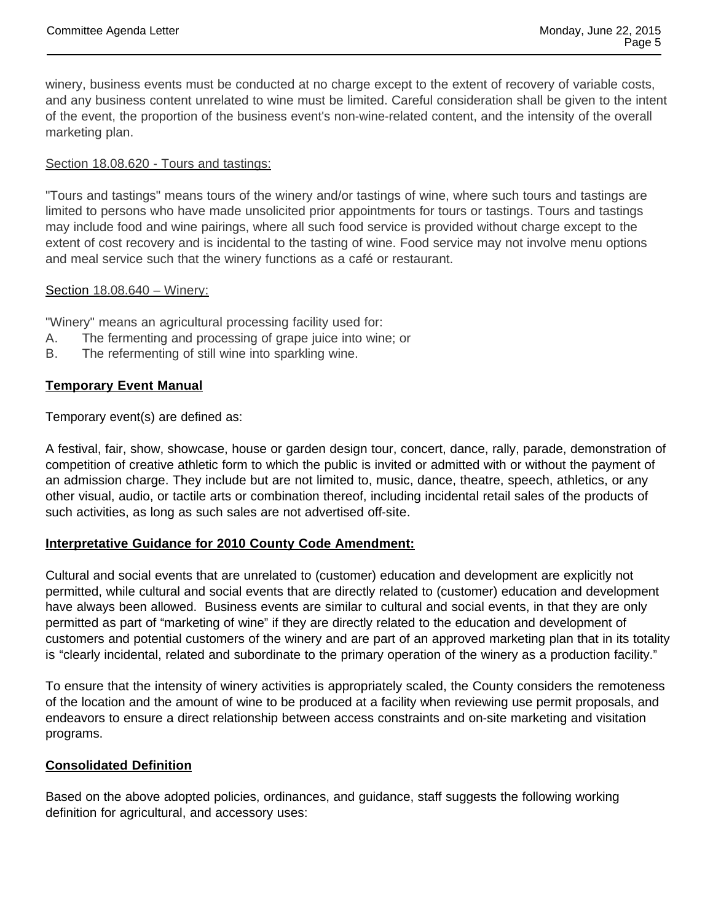winery, business events must be conducted at no charge except to the extent of recovery of variable costs, and any business content unrelated to wine must be limited. Careful consideration shall be given to the intent of the event, the proportion of the business event's non-wine-related content, and the intensity of the overall marketing plan.

Section 18.08.620 - Tours and tastings:

"Tours and tastings" means tours of the winery and/or tastings of wine, where such tours and tastings are limited to persons who have made unsolicited prior appointments for tours or tastings. Tours and tastings may include food and wine pairings, where all such food service is provided without charge except to the extent of cost recovery and is incidental to the tasting of wine. Food service may not involve menu options and meal service such that the winery functions as a café or restaurant.

Section 18.08.640 – Winery:

"Winery" means an agricultural processing facility used for:

A. The fermenting and processing of grape juice into wine; or
B. The refermenting of still wine into sparkling wine.

**Temporary Event Manual**

Temporary event(s) are defined as:

A festival, fair, show, showcase, house or garden design tour, concert, dance, rally, parade, demonstration of competition of creative athletic form to which the public is invited or admitted with or without the payment of an admission charge. They include but are not limited to, music, dance, theatre, speech, athletics, or any other visual, audio, or tactile arts or combination thereof, including incidental retail sales of the products of such activities, as long as such sales are not advertised off-site.

**Interpretative Guidance for 2010 County Code Amendment:**

Cultural and social events that are unrelated to (customer) education and development are explicitly not permitted, while cultural and social events that are directly related to (customer) education and development have always been allowed. Business events are similar to cultural and social events, in that they are only permitted as part of "marketing of wine" if they are directly related to the education and development of customers and potential customers of the winery and are part of an approved marketing plan that in its totality is "clearly incidental, related and subordinate to the primary operation of the winery as a production facility."

To ensure that the intensity of winery activities is appropriately scaled, the County considers the remoteness of the location and the amount of wine to be produced at a facility when reviewing use permit proposals, and endeavors to ensure a direct relationship between access constraints and on-site marketing and visitation programs.

**Consolidated Definition**

Based on the above adopted policies, ordinances, and guidance, staff suggests the following working definition for agricultural, and accessory uses: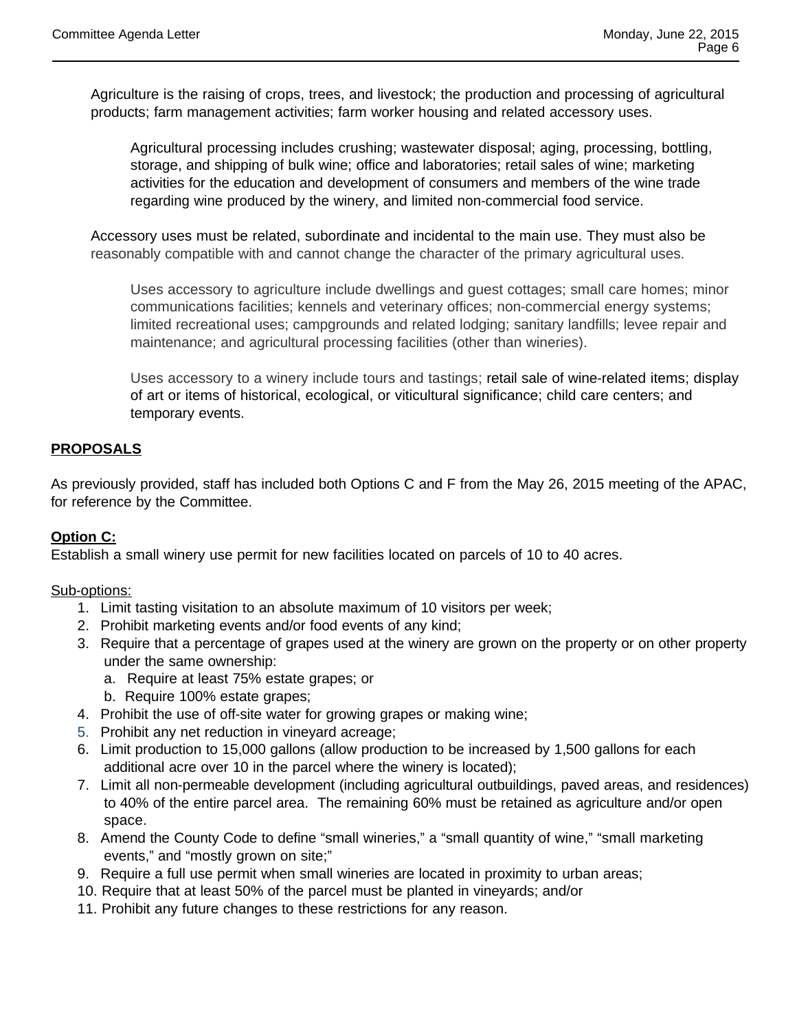Agriculture is the raising of crops, trees, and livestock; the production and processing of agricultural products; farm management activities; farm worker housing and related accessory uses.

> Agricultural processing includes crushing; wastewater disposal; aging, processing, bottling, storage, and shipping of bulk wine; office and laboratories; retail sales of wine; marketing activities for the education and development of consumers and members of the wine trade regarding wine produced by the winery, and limited non-commercial food service.

Accessory uses must be related, subordinate and incidental to the main use. They must also be reasonably compatible with and cannot change the character of the primary agricultural uses.

> Uses accessory to agriculture include dwellings and guest cottages; small care homes; minor communications facilities; kennels and veterinary offices; non-commercial energy systems; limited recreational uses; campgrounds and related lodging; sanitary landfills; levee repair and maintenance; and agricultural processing facilities (other than wineries).
>
> Uses accessory to a winery include tours and tastings; retail sale of wine-related items; display of art or items of historical, ecological, or viticultural significance; child care centers; and temporary events.

**PROPOSALS**

As previously provided, staff has included both Options C and F from the May 26, 2015 meeting of the APAC, for reference by the Committee.

**Option C:**
Establish a small winery use permit for new facilities located on parcels of 10 to 40 acres.

Sub-options:

1. Limit tasting visitation to an absolute maximum of 10 visitors per week;
2. Prohibit marketing events and/or food events of any kind;
3. Require that a percentage of grapes used at the winery are grown on the property or on other property under the same ownership:
   a. Require at least 75% estate grapes; or
   b. Require 100% estate grapes;
4. Prohibit the use of off-site water for growing grapes or making wine;
5. Prohibit any net reduction in vineyard acreage;
6. Limit production to 15,000 gallons (allow production to be increased by 1,500 gallons for each additional acre over 10 in the parcel where the winery is located);
7. Limit all non-permeable development (including agricultural outbuildings, paved areas, and residences) to 40% of the entire parcel area. The remaining 60% must be retained as agriculture and/or open space.
8. Amend the County Code to define "small wineries," a "small quantity of wine," "small marketing events," and "mostly grown on site;"
9. Require a full use permit when small wineries are located in proximity to urban areas;
10. Require that at least 50% of the parcel must be planted in vineyards; and/or
11. Prohibit any future changes to these restrictions for any reason.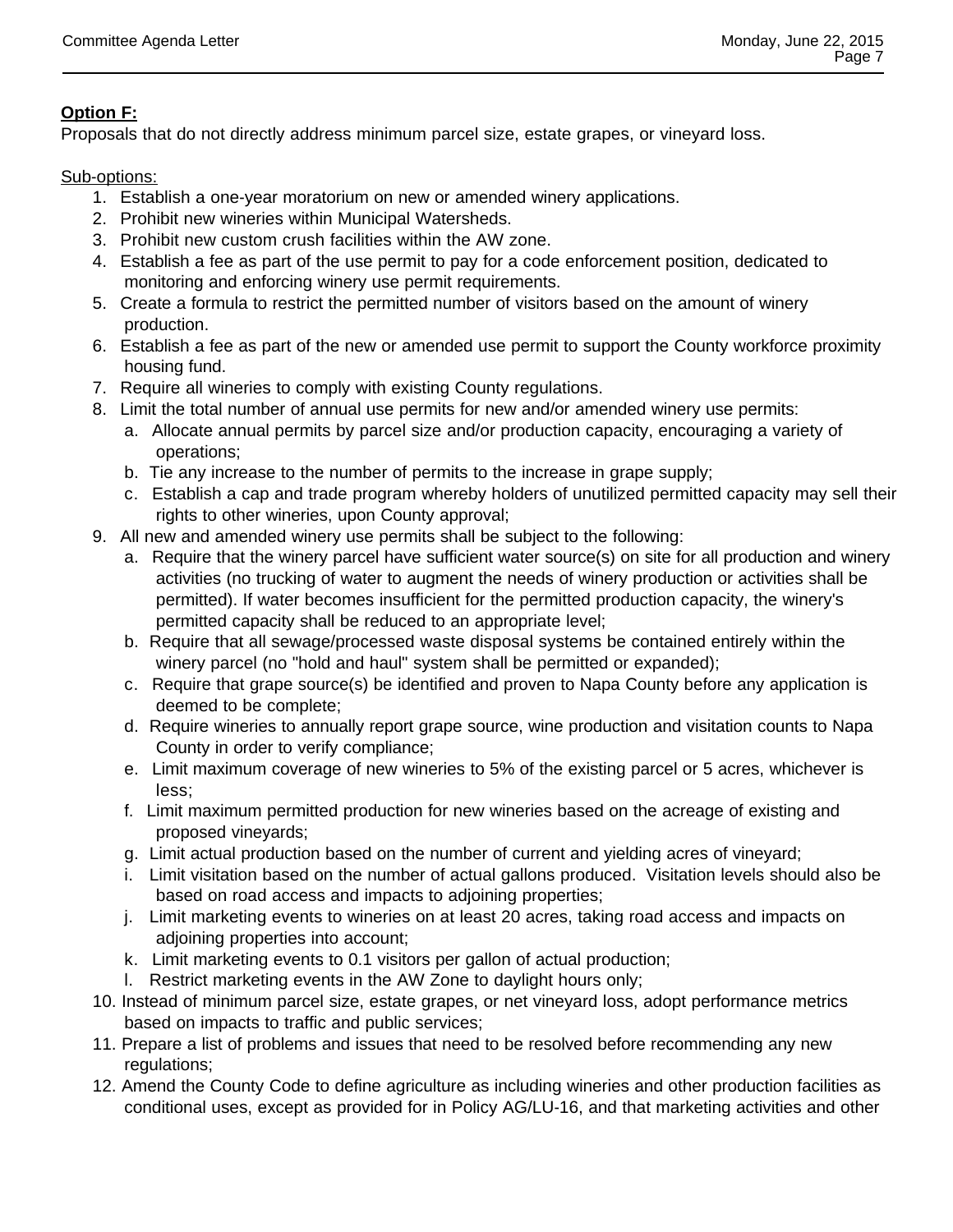**Option F:**
Proposals that do not directly address minimum parcel size, estate grapes, or vineyard loss.

Sub-options:

1. Establish a one-year moratorium on new or amended winery applications.
2. Prohibit new wineries within Municipal Watersheds.
3. Prohibit new custom crush facilities within the AW zone.
4. Establish a fee as part of the use permit to pay for a code enforcement position, dedicated to monitoring and enforcing winery use permit requirements.
5. Create a formula to restrict the permitted number of visitors based on the amount of winery production.
6. Establish a fee as part of the new or amended use permit to support the County workforce proximity housing fund.
7. Require all wineries to comply with existing County regulations.
8. Limit the total number of annual use permits for new and/or amended winery use permits:
   a. Allocate annual permits by parcel size and/or production capacity, encouraging a variety of operations;
   b. Tie any increase to the number of permits to the increase in grape supply;
   c. Establish a cap and trade program whereby holders of unutilized permitted capacity may sell their rights to other wineries, upon County approval;
9. All new and amended winery use permits shall be subject to the following:
   a. Require that the winery parcel have sufficient water source(s) on site for all production and winery activities (no trucking of water to augment the needs of winery production or activities shall be permitted). If water becomes insufficient for the permitted production capacity, the winery's permitted capacity shall be reduced to an appropriate level;
   b. Require that all sewage/processed waste disposal systems be contained entirely within the winery parcel (no "hold and haul" system shall be permitted or expanded);
   c. Require that grape source(s) be identified and proven to Napa County before any application is deemed to be complete;
   d. Require wineries to annually report grape source, wine production and visitation counts to Napa County in order to verify compliance;
   e. Limit maximum coverage of new wineries to 5% of the existing parcel or 5 acres, whichever is less;
   f. Limit maximum permitted production for new wineries based on the acreage of existing and proposed vineyards;
   g. Limit actual production based on the number of current and yielding acres of vineyard;
   i. Limit visitation based on the number of actual gallons produced. Visitation levels should also be based on road access and impacts to adjoining properties;
   j. Limit marketing events to wineries on at least 20 acres, taking road access and impacts on adjoining properties into account;
   k. Limit marketing events to 0.1 visitors per gallon of actual production;
   l. Restrict marketing events in the AW Zone to daylight hours only;
10. Instead of minimum parcel size, estate grapes, or net vineyard loss, adopt performance metrics based on impacts to traffic and public services;
11. Prepare a list of problems and issues that need to be resolved before recommending any new regulations;
12. Amend the County Code to define agriculture as including wineries and other production facilities as conditional uses, except as provided for in Policy AG/LU-16, and that marketing activities and other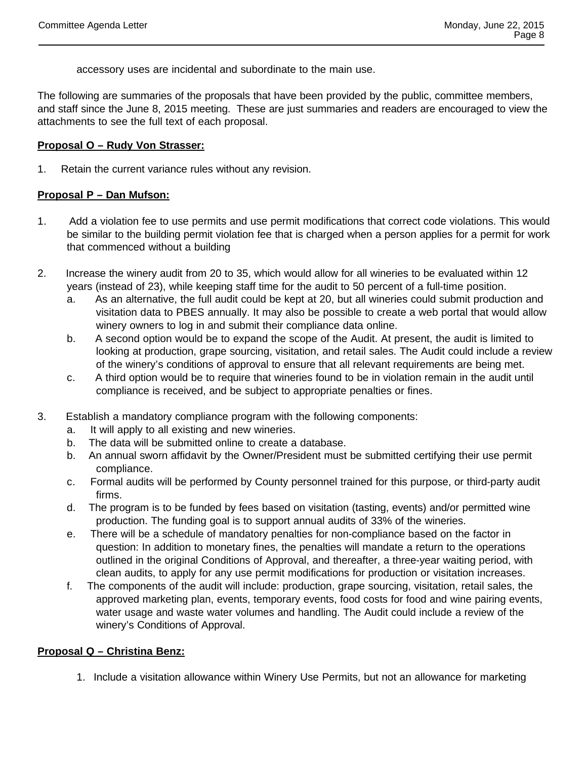accessory uses are incidental and subordinate to the main use.

The following are summaries of the proposals that have been provided by the public, committee members, and staff since the June 8, 2015 meeting. These are just summaries and readers are encouraged to view the attachments to see the full text of each proposal.

**Proposal O – Rudy Von Strasser:**

1. Retain the current variance rules without any revision.

**Proposal P – Dan Mufson:**

1. Add a violation fee to use permits and use permit modifications that correct code violations. This would be similar to the building permit violation fee that is charged when a person applies for a permit for work that commenced without a building

2. Increase the winery audit from 20 to 35, which would allow for all wineries to be evaluated within 12 years (instead of 23), while keeping staff time for the audit to 50 percent of a full-time position.
   a. As an alternative, the full audit could be kept at 20, but all wineries could submit production and visitation data to PBES annually. It may also be possible to create a web portal that would allow winery owners to log in and submit their compliance data online.
   b. A second option would be to expand the scope of the Audit. At present, the audit is limited to looking at production, grape sourcing, visitation, and retail sales. The Audit could include a review of the winery's conditions of approval to ensure that all relevant requirements are being met.
   c. A third option would be to require that wineries found to be in violation remain in the audit until compliance is received, and be subject to appropriate penalties or fines.

3. Establish a mandatory compliance program with the following components:
   a. It will apply to all existing and new wineries.
   b. The data will be submitted online to create a database.
   b. An annual sworn affidavit by the Owner/President must be submitted certifying their use permit compliance.
   c. Formal audits will be performed by County personnel trained for this purpose, or third-party audit firms.
   d. The program is to be funded by fees based on visitation (tasting, events) and/or permitted wine production. The funding goal is to support annual audits of 33% of the wineries.
   e. There will be a schedule of mandatory penalties for non-compliance based on the factor in question: In addition to monetary fines, the penalties will mandate a return to the operations outlined in the original Conditions of Approval, and thereafter, a three-year waiting period, with clean audits, to apply for any use permit modifications for production or visitation increases.
   f. The components of the audit will include: production, grape sourcing, visitation, retail sales, the approved marketing plan, events, temporary events, food costs for food and wine pairing events, water usage and waste water volumes and handling. The Audit could include a review of the winery's Conditions of Approval.

**Proposal Q – Christina Benz:**

1. Include a visitation allowance within Winery Use Permits, but not an allowance for marketing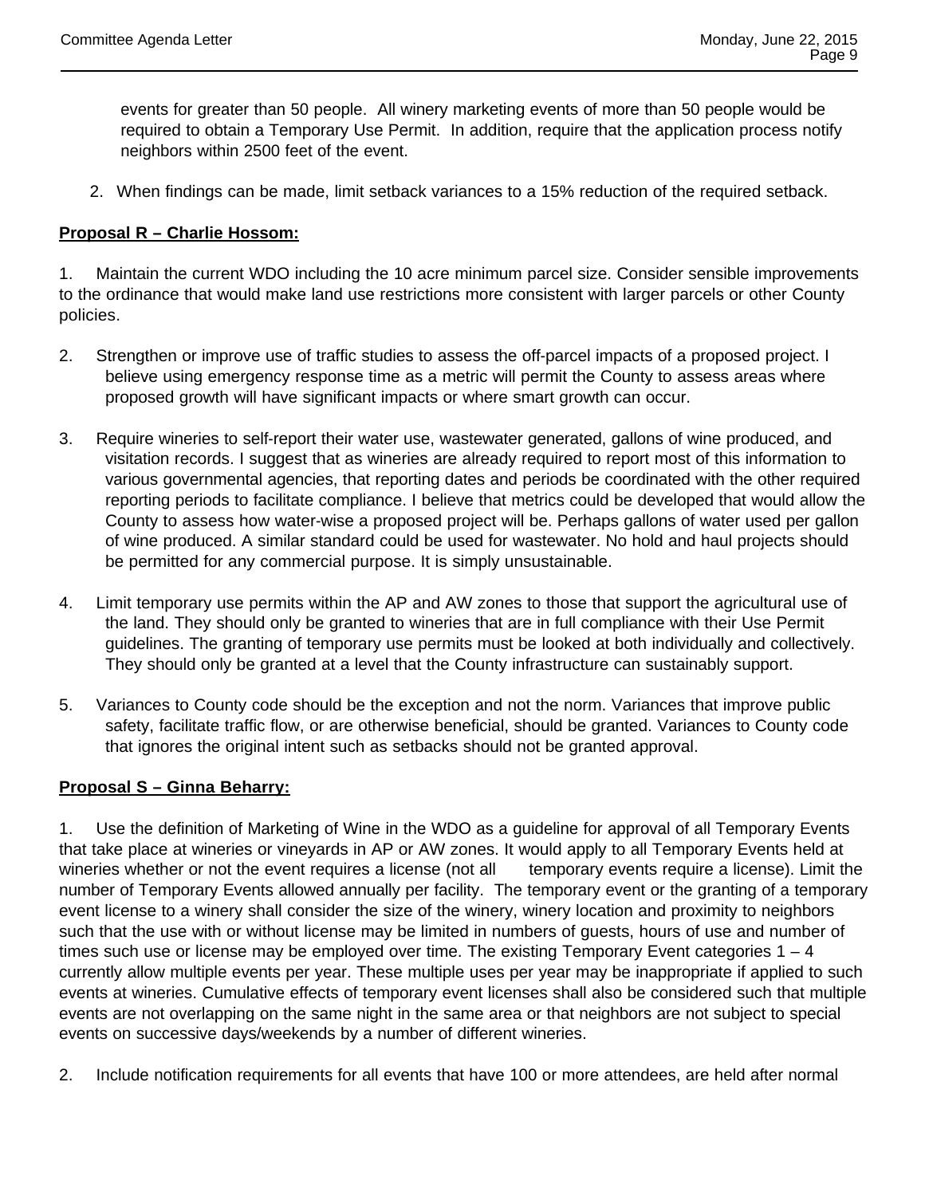events for greater than 50 people. All winery marketing events of more than 50 people would be required to obtain a Temporary Use Permit. In addition, require that the application process notify neighbors within 2500 feet of the event.

2. When findings can be made, limit setback variances to a 15% reduction of the required setback.

**Proposal R – Charlie Hossom:**

1. Maintain the current WDO including the 10 acre minimum parcel size. Consider sensible improvements to the ordinance that would make land use restrictions more consistent with larger parcels or other County policies.

2. Strengthen or improve use of traffic studies to assess the off-parcel impacts of a proposed project. I believe using emergency response time as a metric will permit the County to assess areas where proposed growth will have significant impacts or where smart growth can occur.

3. Require wineries to self-report their water use, wastewater generated, gallons of wine produced, and visitation records. I suggest that as wineries are already required to report most of this information to various governmental agencies, that reporting dates and periods be coordinated with the other required reporting periods to facilitate compliance. I believe that metrics could be developed that would allow the County to assess how water-wise a proposed project will be. Perhaps gallons of water used per gallon of wine produced. A similar standard could be used for wastewater. No hold and haul projects should be permitted for any commercial purpose. It is simply unsustainable.

4. Limit temporary use permits within the AP and AW zones to those that support the agricultural use of the land. They should only be granted to wineries that are in full compliance with their Use Permit guidelines. The granting of temporary use permits must be looked at both individually and collectively. They should only be granted at a level that the County infrastructure can sustainably support.

5. Variances to County code should be the exception and not the norm. Variances that improve public safety, facilitate traffic flow, or are otherwise beneficial, should be granted. Variances to County code that ignores the original intent such as setbacks should not be granted approval.

**Proposal S – Ginna Beharry:**

1. Use the definition of Marketing of Wine in the WDO as a guideline for approval of all Temporary Events that take place at wineries or vineyards in AP or AW zones. It would apply to all Temporary Events held at wineries whether or not the event requires a license (not all temporary events require a license). Limit the number of Temporary Events allowed annually per facility. The temporary event or the granting of a temporary event license to a winery shall consider the size of the winery, winery location and proximity to neighbors such that the use with or without license may be limited in numbers of guests, hours of use and number of times such use or license may be employed over time. The existing Temporary Event categories 1 – 4 currently allow multiple events per year. These multiple uses per year may be inappropriate if applied to such events at wineries. Cumulative effects of temporary event licenses shall also be considered such that multiple events are not overlapping on the same night in the same area or that neighbors are not subject to special events on successive days/weekends by a number of different wineries.

2. Include notification requirements for all events that have 100 or more attendees, are held after normal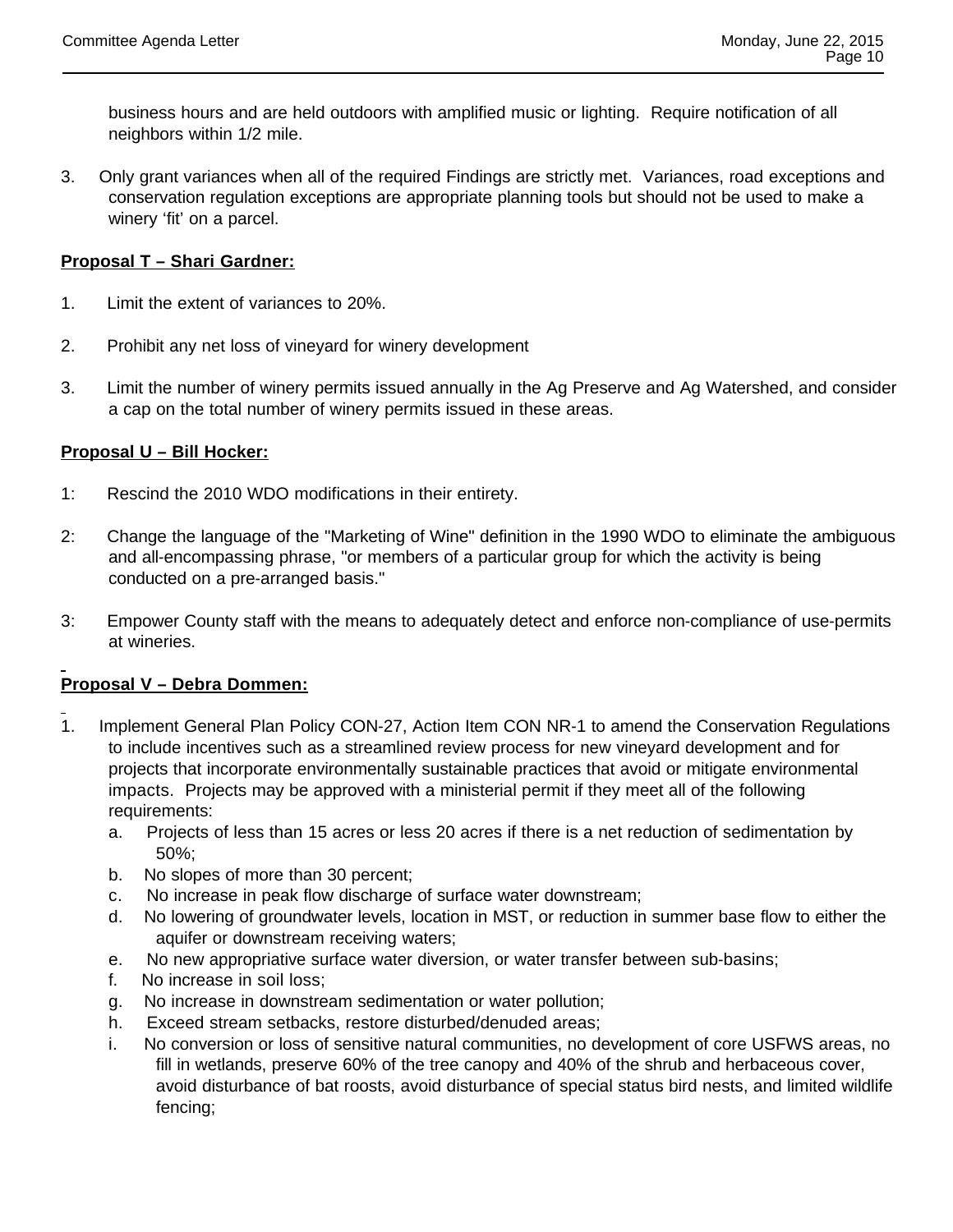business hours and are held outdoors with amplified music or lighting. Require notification of all neighbors within 1/2 mile.

3. Only grant variances when all of the required Findings are strictly met. Variances, road exceptions and conservation regulation exceptions are appropriate planning tools but should not be used to make a winery 'fit' on a parcel.

**Proposal T – Shari Gardner:**

1. Limit the extent of variances to 20%.

2. Prohibit any net loss of vineyard for winery development

3. Limit the number of winery permits issued annually in the Ag Preserve and Ag Watershed, and consider a cap on the total number of winery permits issued in these areas.

**Proposal U – Bill Hocker:**

1: Rescind the 2010 WDO modifications in their entirety.

2: Change the language of the "Marketing of Wine" definition in the 1990 WDO to eliminate the ambiguous and all-encompassing phrase, "or members of a particular group for which the activity is being conducted on a pre-arranged basis."

3: Empower County staff with the means to adequately detect and enforce non-compliance of use-permits at wineries.

**Proposal V – Debra Dommen:**

1. Implement General Plan Policy CON-27, Action Item CON NR-1 to amend the Conservation Regulations to include incentives such as a streamlined review process for new vineyard development and for projects that incorporate environmentally sustainable practices that avoid or mitigate environmental impacts. Projects may be approved with a ministerial permit if they meet all of the following requirements:
   a. Projects of less than 15 acres or less 20 acres if there is a net reduction of sedimentation by 50%;
   b. No slopes of more than 30 percent;
   c. No increase in peak flow discharge of surface water downstream;
   d. No lowering of groundwater levels, location in MST, or reduction in summer base flow to either the aquifer or downstream receiving waters;
   e. No new appropriative surface water diversion, or water transfer between sub-basins;
   f. No increase in soil loss;
   g. No increase in downstream sedimentation or water pollution;
   h. Exceed stream setbacks, restore disturbed/denuded areas;
   i. No conversion or loss of sensitive natural communities, no development of core USFWS areas, no fill in wetlands, preserve 60% of the tree canopy and 40% of the shrub and herbaceous cover, avoid disturbance of bat roosts, avoid disturbance of special status bird nests, and limited wildlife fencing;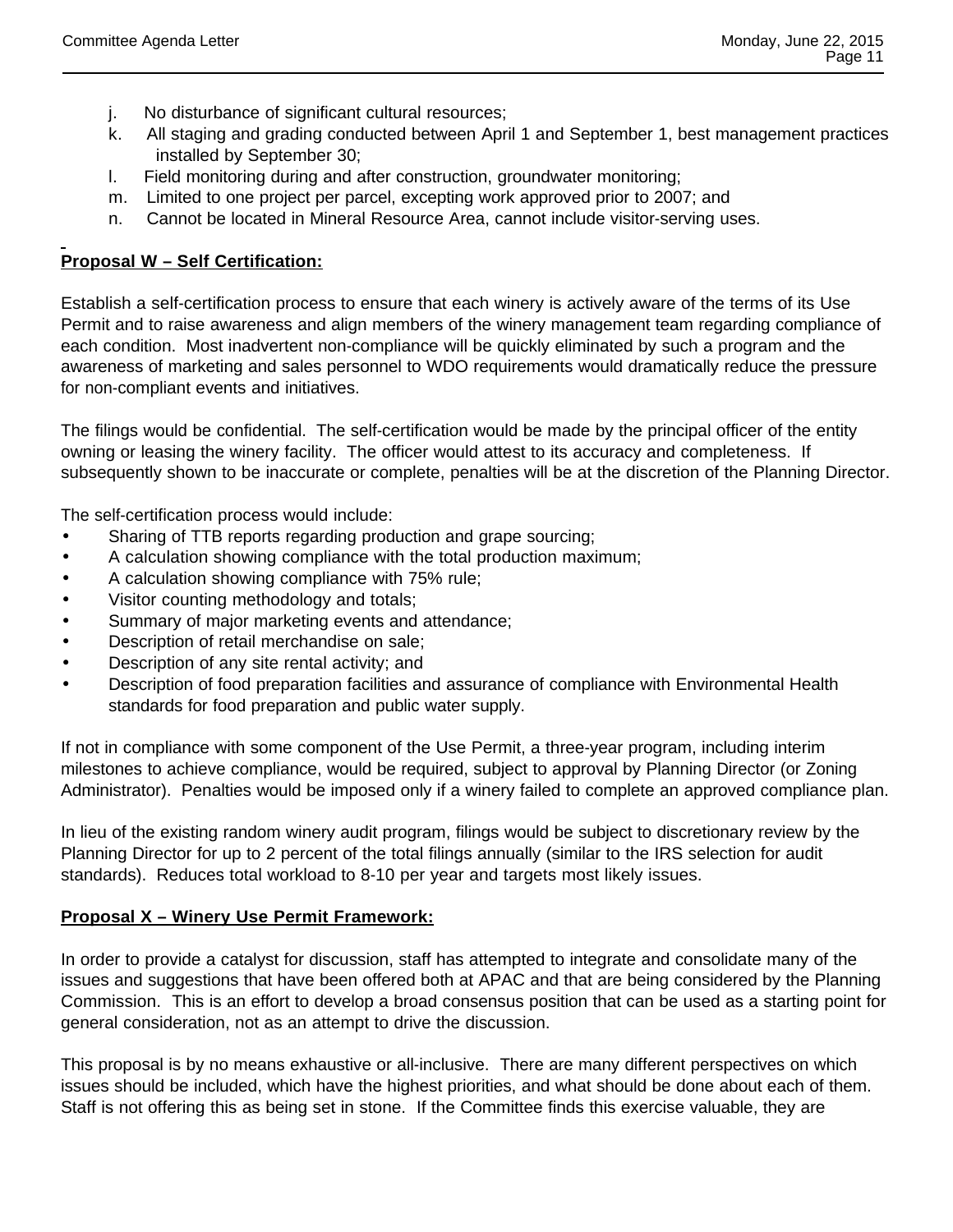j. No disturbance of significant cultural resources;
k. All staging and grading conducted between April 1 and September 1, best management practices installed by September 30;
l. Field monitoring during and after construction, groundwater monitoring;
m. Limited to one project per parcel, excepting work approved prior to 2007; and
n. Cannot be located in Mineral Resource Area, cannot include visitor-serving uses.

**Proposal W – Self Certification:**

Establish a self-certification process to ensure that each winery is actively aware of the terms of its Use Permit and to raise awareness and align members of the winery management team regarding compliance of each condition. Most inadvertent non-compliance will be quickly eliminated by such a program and the awareness of marketing and sales personnel to WDO requirements would dramatically reduce the pressure for non-compliant events and initiatives.

The filings would be confidential. The self-certification would be made by the principal officer of the entity owning or leasing the winery facility. The officer would attest to its accuracy and completeness. If subsequently shown to be inaccurate or complete, penalties will be at the discretion of the Planning Director.

The self-certification process would include:

- Sharing of TTB reports regarding production and grape sourcing;
- A calculation showing compliance with the total production maximum;
- A calculation showing compliance with 75% rule;
- Visitor counting methodology and totals;
- Summary of major marketing events and attendance;
- Description of retail merchandise on sale;
- Description of any site rental activity; and
- Description of food preparation facilities and assurance of compliance with Environmental Health standards for food preparation and public water supply.

If not in compliance with some component of the Use Permit, a three-year program, including interim milestones to achieve compliance, would be required, subject to approval by Planning Director (or Zoning Administrator). Penalties would be imposed only if a winery failed to complete an approved compliance plan.

In lieu of the existing random winery audit program, filings would be subject to discretionary review by the Planning Director for up to 2 percent of the total filings annually (similar to the IRS selection for audit standards). Reduces total workload to 8-10 per year and targets most likely issues.

**Proposal X – Winery Use Permit Framework:**

In order to provide a catalyst for discussion, staff has attempted to integrate and consolidate many of the issues and suggestions that have been offered both at APAC and that are being considered by the Planning Commission. This is an effort to develop a broad consensus position that can be used as a starting point for general consideration, not as an attempt to drive the discussion.

This proposal is by no means exhaustive or all-inclusive. There are many different perspectives on which issues should be included, which have the highest priorities, and what should be done about each of them. Staff is not offering this as being set in stone. If the Committee finds this exercise valuable, they are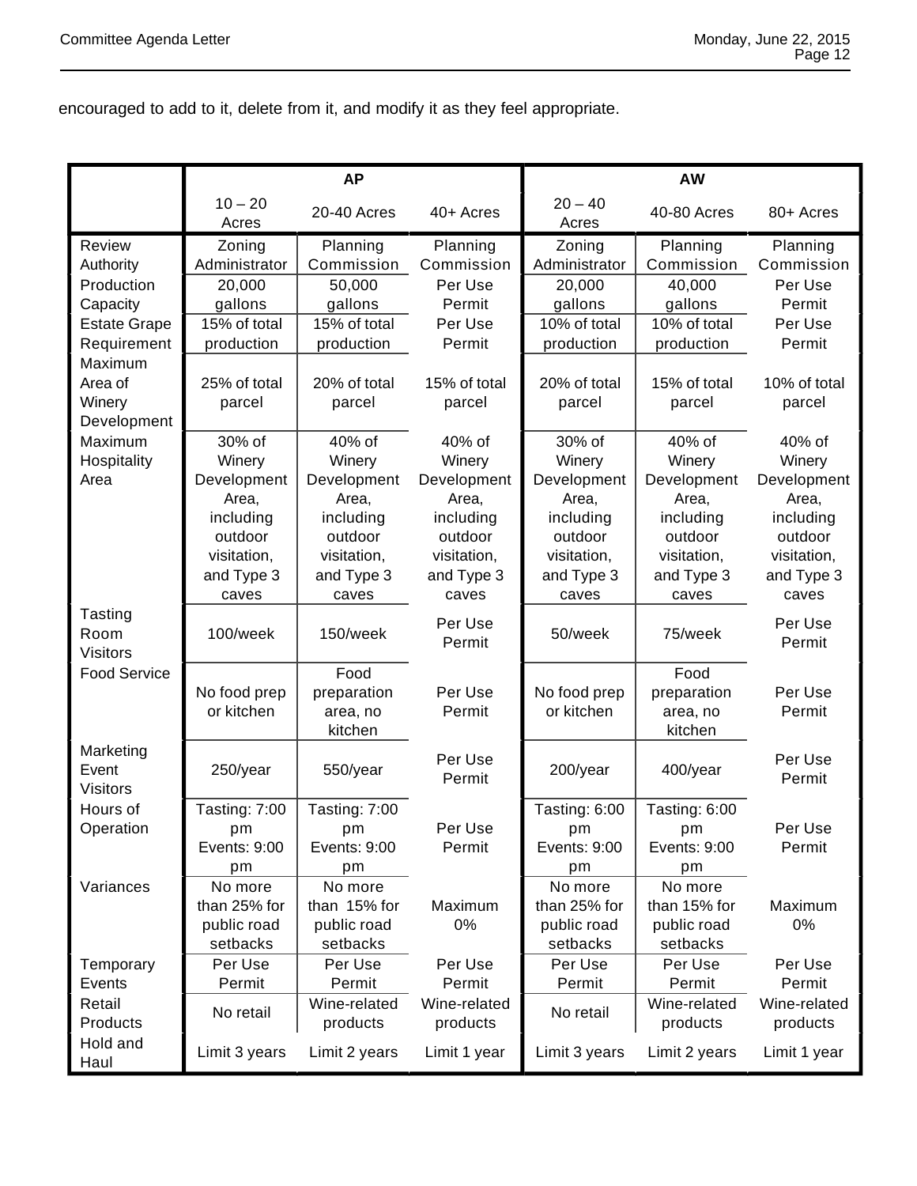encouraged to add to it, delete from it, and modify it as they feel appropriate.

| | AP | | | AW | | |
|---|---|---|---|---|---|---|
| | 10 – 20 Acres | 20-40 Acres | 40+ Acres | 20 – 40 Acres | 40-80 Acres | 80+ Acres |
| Review Authority | Zoning Administrator | Planning Commission | Planning Commission | Zoning Administrator | Planning Commission | Planning Commission |
| Production Capacity | 20,000 gallons | 50,000 gallons | Per Use Permit | 20,000 gallons | 40,000 gallons | Per Use Permit |
| Estate Grape Requirement | 15% of total production | 15% of total production | Per Use Permit | 10% of total production | 10% of total production | Per Use Permit |
| Maximum Area of Winery Development | 25% of total parcel | 20% of total parcel | 15% of total parcel | 20% of total parcel | 15% of total parcel | 10% of total parcel |
| Maximum Hospitality Area | 30% of Winery Development Area, including outdoor visitation, and Type 3 caves | 40% of Winery Development Area, including outdoor visitation, and Type 3 caves | 40% of Winery Development Area, including outdoor visitation, and Type 3 caves | 30% of Winery Development Area, including outdoor visitation, and Type 3 caves | 40% of Winery Development Area, including outdoor visitation, and Type 3 caves | 40% of Winery Development Area, including outdoor visitation, and Type 3 caves |
| Tasting Room Visitors | 100/week | 150/week | Per Use Permit | 50/week | 75/week | Per Use Permit |
| Food Service | No food prep or kitchen | Food preparation area, no kitchen | Per Use Permit | No food prep or kitchen | Food preparation area, no kitchen | Per Use Permit |
| Marketing Event Visitors | 250/year | 550/year | Per Use Permit | 200/year | 400/year | Per Use Permit |
| Hours of Operation | Tasting: 7:00 pm Events: 9:00 pm | Tasting: 7:00 pm Events: 9:00 pm | Per Use Permit | Tasting: 6:00 pm Events: 9:00 pm | Tasting: 6:00 pm Events: 9:00 pm | Per Use Permit |
| Variances | No more than 25% for public road setbacks | No more than 15% for public road setbacks | Maximum 0% | No more than 25% for public road setbacks | No more than 15% for public road setbacks | Maximum 0% |
| Temporary Events | Per Use Permit | Per Use Permit | Per Use Permit | Per Use Permit | Per Use Permit | Per Use Permit |
| Retail Products | No retail | Wine-related products | Wine-related products | No retail | Wine-related products | Wine-related products |
| Hold and Haul | Limit 3 years | Limit 2 years | Limit 1 year | Limit 3 years | Limit 2 years | Limit 1 year |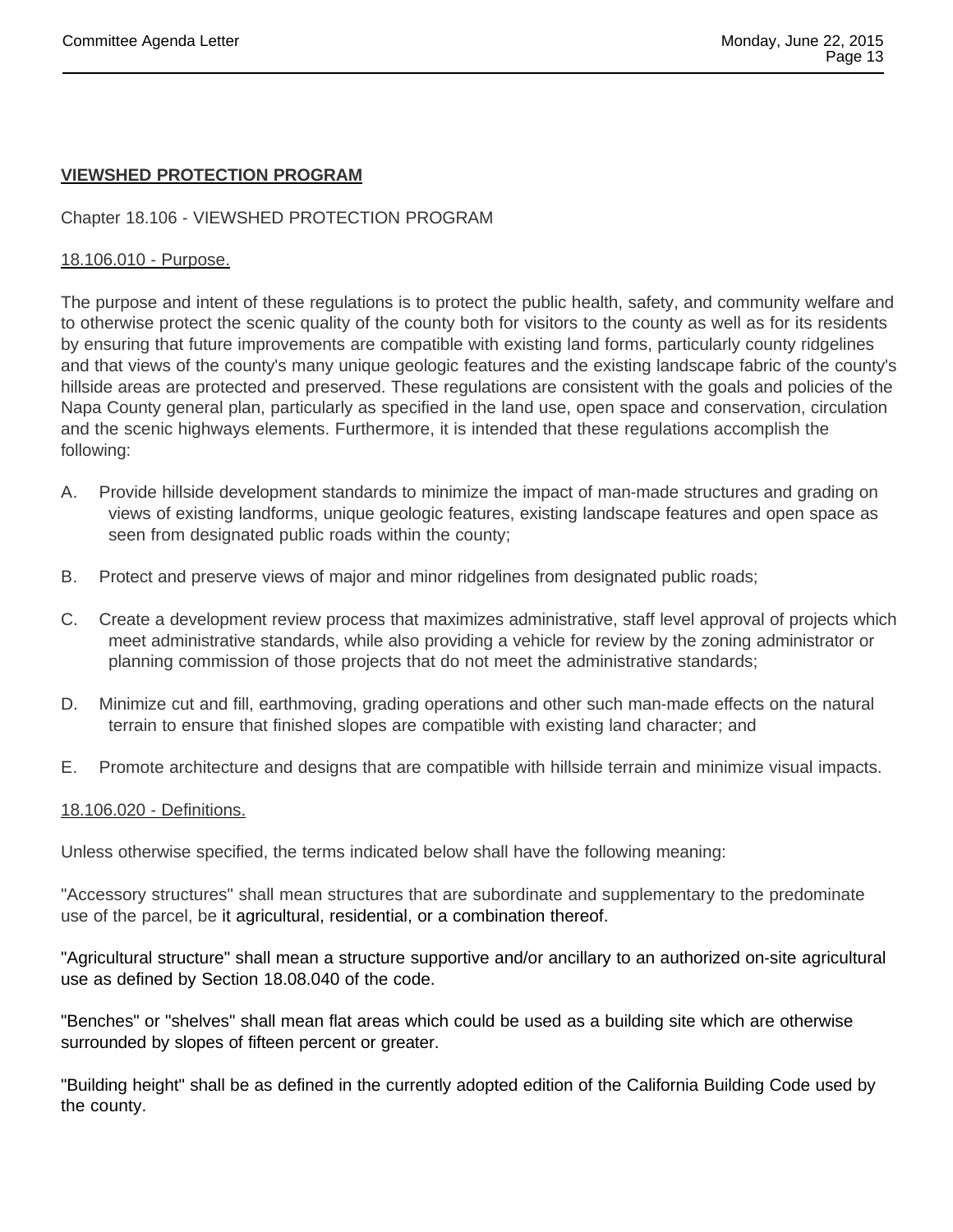**VIEWSHED PROTECTION PROGRAM**

Chapter 18.106 - VIEWSHED PROTECTION PROGRAM

18.106.010 - Purpose.

The purpose and intent of these regulations is to protect the public health, safety, and community welfare and to otherwise protect the scenic quality of the county both for visitors to the county as well as for its residents by ensuring that future improvements are compatible with existing land forms, particularly county ridgelines and that views of the county's many unique geologic features and the existing landscape fabric of the county's hillside areas are protected and preserved. These regulations are consistent with the goals and policies of the Napa County general plan, particularly as specified in the land use, open space and conservation, circulation and the scenic highways elements. Furthermore, it is intended that these regulations accomplish the following:

A. Provide hillside development standards to minimize the impact of man-made structures and grading on views of existing landforms, unique geologic features, existing landscape features and open space as seen from designated public roads within the county;

B. Protect and preserve views of major and minor ridgelines from designated public roads;

C. Create a development review process that maximizes administrative, staff level approval of projects which meet administrative standards, while also providing a vehicle for review by the zoning administrator or planning commission of those projects that do not meet the administrative standards;

D. Minimize cut and fill, earthmoving, grading operations and other such man-made effects on the natural terrain to ensure that finished slopes are compatible with existing land character; and

E. Promote architecture and designs that are compatible with hillside terrain and minimize visual impacts.

18.106.020 - Definitions.

Unless otherwise specified, the terms indicated below shall have the following meaning:

"Accessory structures" shall mean structures that are subordinate and supplementary to the predominate use of the parcel, be it agricultural, residential, or a combination thereof.

"Agricultural structure" shall mean a structure supportive and/or ancillary to an authorized on-site agricultural use as defined by Section 18.08.040 of the code.

"Benches" or "shelves" shall mean flat areas which could be used as a building site which are otherwise surrounded by slopes of fifteen percent or greater.

"Building height" shall be as defined in the currently adopted edition of the California Building Code used by the county.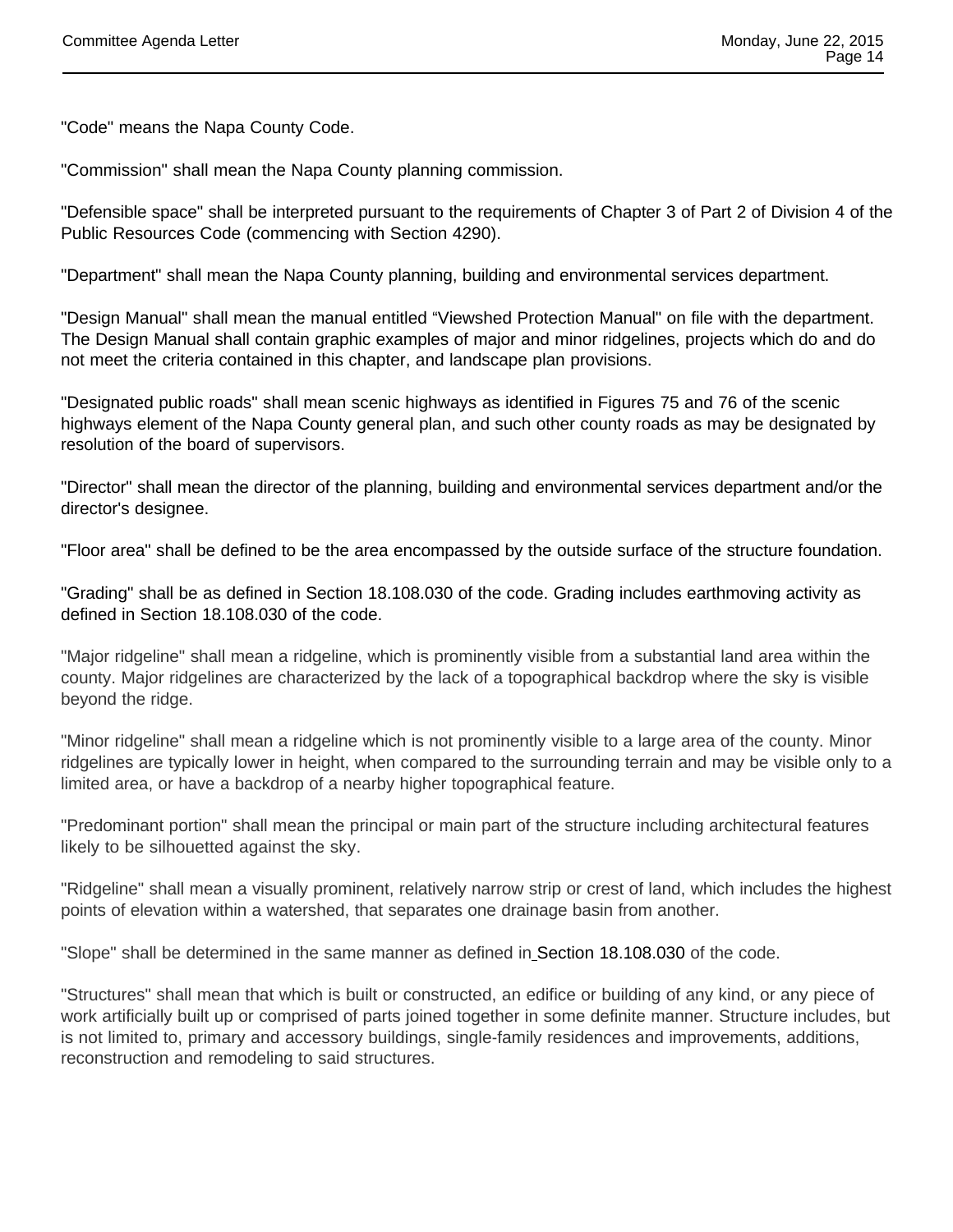"Code" means the Napa County Code.

"Commission" shall mean the Napa County planning commission.

"Defensible space" shall be interpreted pursuant to the requirements of Chapter 3 of Part 2 of Division 4 of the Public Resources Code (commencing with Section 4290).

"Department" shall mean the Napa County planning, building and environmental services department.

"Design Manual" shall mean the manual entitled “Viewshed Protection Manual" on file with the department. The Design Manual shall contain graphic examples of major and minor ridgelines, projects which do and do not meet the criteria contained in this chapter, and landscape plan provisions.

"Designated public roads" shall mean scenic highways as identified in Figures 75 and 76 of the scenic highways element of the Napa County general plan, and such other county roads as may be designated by resolution of the board of supervisors.

"Director" shall mean the director of the planning, building and environmental services department and/or the director's designee.

"Floor area" shall be defined to be the area encompassed by the outside surface of the structure foundation.

"Grading" shall be as defined in Section 18.108.030 of the code. Grading includes earthmoving activity as defined in Section 18.108.030 of the code.

"Major ridgeline" shall mean a ridgeline, which is prominently visible from a substantial land area within the county. Major ridgelines are characterized by the lack of a topographical backdrop where the sky is visible beyond the ridge.

"Minor ridgeline" shall mean a ridgeline which is not prominently visible to a large area of the county. Minor ridgelines are typically lower in height, when compared to the surrounding terrain and may be visible only to a limited area, or have a backdrop of a nearby higher topographical feature.

"Predominant portion" shall mean the principal or main part of the structure including architectural features likely to be silhouetted against the sky.

"Ridgeline" shall mean a visually prominent, relatively narrow strip or crest of land, which includes the highest points of elevation within a watershed, that separates one drainage basin from another.

"Slope" shall be determined in the same manner as defined in Section 18.108.030 of the code.

"Structures" shall mean that which is built or constructed, an edifice or building of any kind, or any piece of work artificially built up or comprised of parts joined together in some definite manner. Structure includes, but is not limited to, primary and accessory buildings, single-family residences and improvements, additions, reconstruction and remodeling to said structures.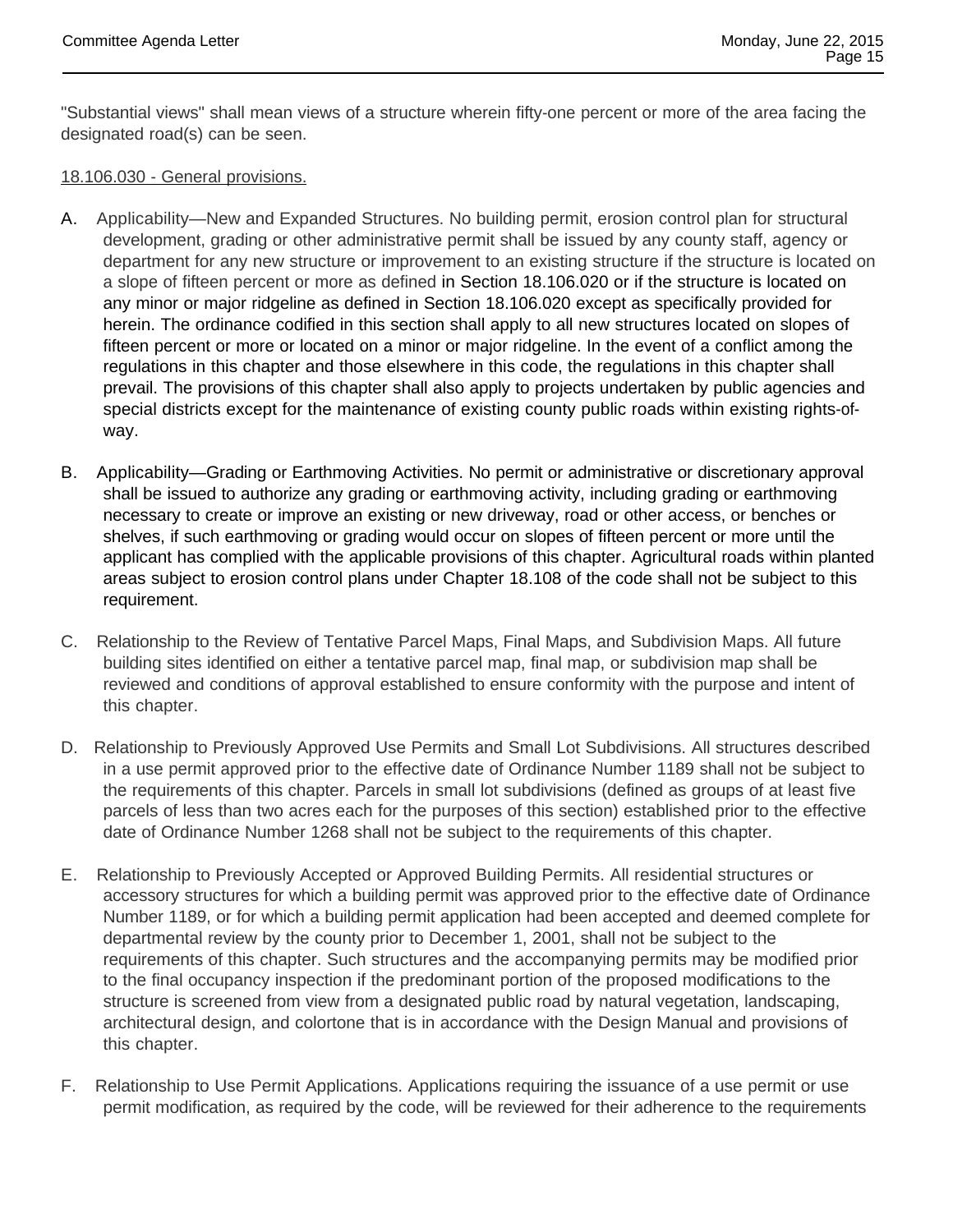"Substantial views" shall mean views of a structure wherein fifty-one percent or more of the area facing the designated road(s) can be seen.

18.106.030 - General provisions.

A. Applicability—New and Expanded Structures. No building permit, erosion control plan for structural development, grading or other administrative permit shall be issued by any county staff, agency or department for any new structure or improvement to an existing structure if the structure is located on a slope of fifteen percent or more as defined in Section 18.106.020 or if the structure is located on any minor or major ridgeline as defined in Section 18.106.020 except as specifically provided for herein. The ordinance codified in this section shall apply to all new structures located on slopes of fifteen percent or more or located on a minor or major ridgeline. In the event of a conflict among the regulations in this chapter and those elsewhere in this code, the regulations in this chapter shall prevail. The provisions of this chapter shall also apply to projects undertaken by public agencies and special districts except for the maintenance of existing county public roads within existing rights-of-way.

B. Applicability—Grading or Earthmoving Activities. No permit or administrative or discretionary approval shall be issued to authorize any grading or earthmoving activity, including grading or earthmoving necessary to create or improve an existing or new driveway, road or other access, or benches or shelves, if such earthmoving or grading would occur on slopes of fifteen percent or more until the applicant has complied with the applicable provisions of this chapter. Agricultural roads within planted areas subject to erosion control plans under Chapter 18.108 of the code shall not be subject to this requirement.

C. Relationship to the Review of Tentative Parcel Maps, Final Maps, and Subdivision Maps. All future building sites identified on either a tentative parcel map, final map, or subdivision map shall be reviewed and conditions of approval established to ensure conformity with the purpose and intent of this chapter.

D. Relationship to Previously Approved Use Permits and Small Lot Subdivisions. All structures described in a use permit approved prior to the effective date of Ordinance Number 1189 shall not be subject to the requirements of this chapter. Parcels in small lot subdivisions (defined as groups of at least five parcels of less than two acres each for the purposes of this section) established prior to the effective date of Ordinance Number 1268 shall not be subject to the requirements of this chapter.

E. Relationship to Previously Accepted or Approved Building Permits. All residential structures or accessory structures for which a building permit was approved prior to the effective date of Ordinance Number 1189, or for which a building permit application had been accepted and deemed complete for departmental review by the county prior to December 1, 2001, shall not be subject to the requirements of this chapter. Such structures and the accompanying permits may be modified prior to the final occupancy inspection if the predominant portion of the proposed modifications to the structure is screened from view from a designated public road by natural vegetation, landscaping, architectural design, and colortone that is in accordance with the Design Manual and provisions of this chapter.

F. Relationship to Use Permit Applications. Applications requiring the issuance of a use permit or use permit modification, as required by the code, will be reviewed for their adherence to the requirements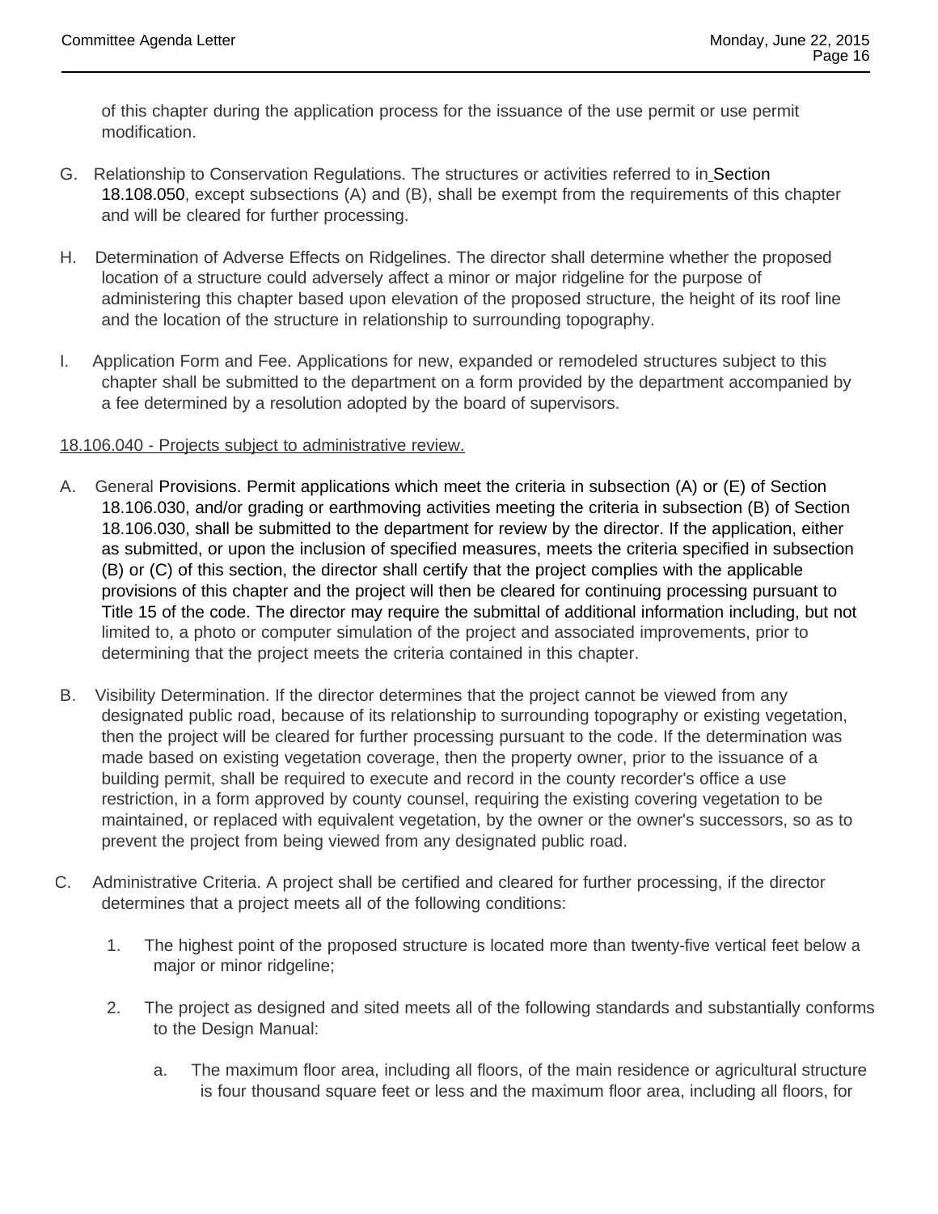of this chapter during the application process for the issuance of the use permit or use permit modification.

G. Relationship to Conservation Regulations. The structures or activities referred to in Section 18.108.050, except subsections (A) and (B), shall be exempt from the requirements of this chapter and will be cleared for further processing.

H. Determination of Adverse Effects on Ridgelines. The director shall determine whether the proposed location of a structure could adversely affect a minor or major ridgeline for the purpose of administering this chapter based upon elevation of the proposed structure, the height of its roof line and the location of the structure in relationship to surrounding topography.

I. Application Form and Fee. Applications for new, expanded or remodeled structures subject to this chapter shall be submitted to the department on a form provided by the department accompanied by a fee determined by a resolution adopted by the board of supervisors.

<u>18.106.040 - Projects subject to administrative review.</u>

A. General Provisions. Permit applications which meet the criteria in subsection (A) or (E) of Section 18.106.030, and/or grading or earthmoving activities meeting the criteria in subsection (B) of Section 18.106.030, shall be submitted to the department for review by the director. If the application, either as submitted, or upon the inclusion of specified measures, meets the criteria specified in subsection (B) or (C) of this section, the director shall certify that the project complies with the applicable provisions of this chapter and the project will then be cleared for continuing processing pursuant to Title 15 of the code. The director may require the submittal of additional information including, but not limited to, a photo or computer simulation of the project and associated improvements, prior to determining that the project meets the criteria contained in this chapter.

B. Visibility Determination. If the director determines that the project cannot be viewed from any designated public road, because of its relationship to surrounding topography or existing vegetation, then the project will be cleared for further processing pursuant to the code. If the determination was made based on existing vegetation coverage, then the property owner, prior to the issuance of a building permit, shall be required to execute and record in the county recorder's office a use restriction, in a form approved by county counsel, requiring the existing covering vegetation to be maintained, or replaced with equivalent vegetation, by the owner or the owner's successors, so as to prevent the project from being viewed from any designated public road.

C. Administrative Criteria. A project shall be certified and cleared for further processing, if the director determines that a project meets all of the following conditions:

1. The highest point of the proposed structure is located more than twenty-five vertical feet below a major or minor ridgeline;

2. The project as designed and sited meets all of the following standards and substantially conforms to the Design Manual:

   a. The maximum floor area, including all floors, of the main residence or agricultural structure is four thousand square feet or less and the maximum floor area, including all floors, for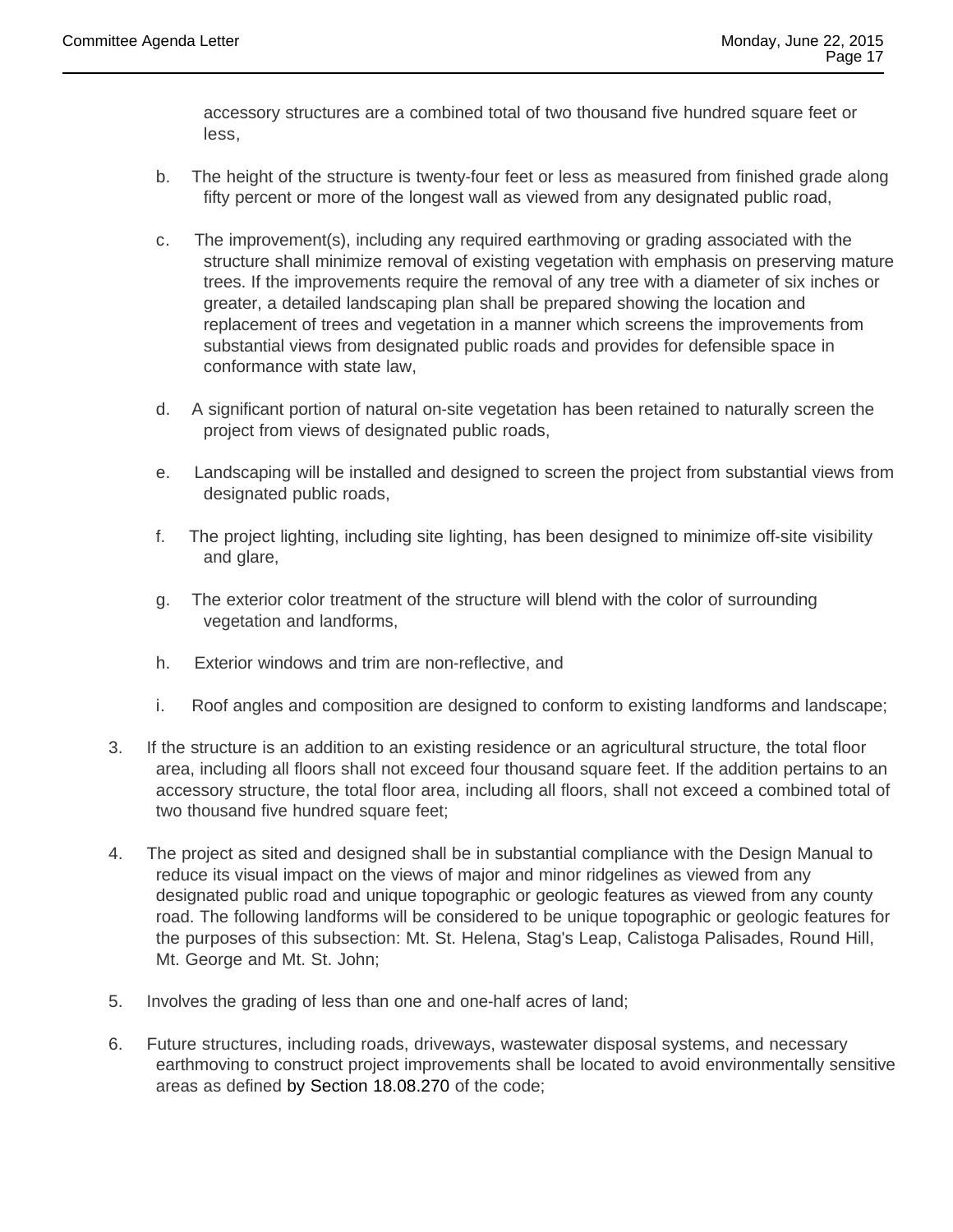accessory structures are a combined total of two thousand five hundred square feet or less,

b. The height of the structure is twenty-four feet or less as measured from finished grade along fifty percent or more of the longest wall as viewed from any designated public road,

c. The improvement(s), including any required earthmoving or grading associated with the structure shall minimize removal of existing vegetation with emphasis on preserving mature trees. If the improvements require the removal of any tree with a diameter of six inches or greater, a detailed landscaping plan shall be prepared showing the location and replacement of trees and vegetation in a manner which screens the improvements from substantial views from designated public roads and provides for defensible space in conformance with state law,

d. A significant portion of natural on-site vegetation has been retained to naturally screen the project from views of designated public roads,

e. Landscaping will be installed and designed to screen the project from substantial views from designated public roads,

f. The project lighting, including site lighting, has been designed to minimize off-site visibility and glare,

g. The exterior color treatment of the structure will blend with the color of surrounding vegetation and landforms,

h. Exterior windows and trim are non-reflective, and

i. Roof angles and composition are designed to conform to existing landforms and landscape;

3. If the structure is an addition to an existing residence or an agricultural structure, the total floor area, including all floors shall not exceed four thousand square feet. If the addition pertains to an accessory structure, the total floor area, including all floors, shall not exceed a combined total of two thousand five hundred square feet;

4. The project as sited and designed shall be in substantial compliance with the Design Manual to reduce its visual impact on the views of major and minor ridgelines as viewed from any designated public road and unique topographic or geologic features as viewed from any county road. The following landforms will be considered to be unique topographic or geologic features for the purposes of this subsection: Mt. St. Helena, Stag's Leap, Calistoga Palisades, Round Hill, Mt. George and Mt. St. John;

5. Involves the grading of less than one and one-half acres of land;

6. Future structures, including roads, driveways, wastewater disposal systems, and necessary earthmoving to construct project improvements shall be located to avoid environmentally sensitive areas as defined by Section 18.08.270 of the code;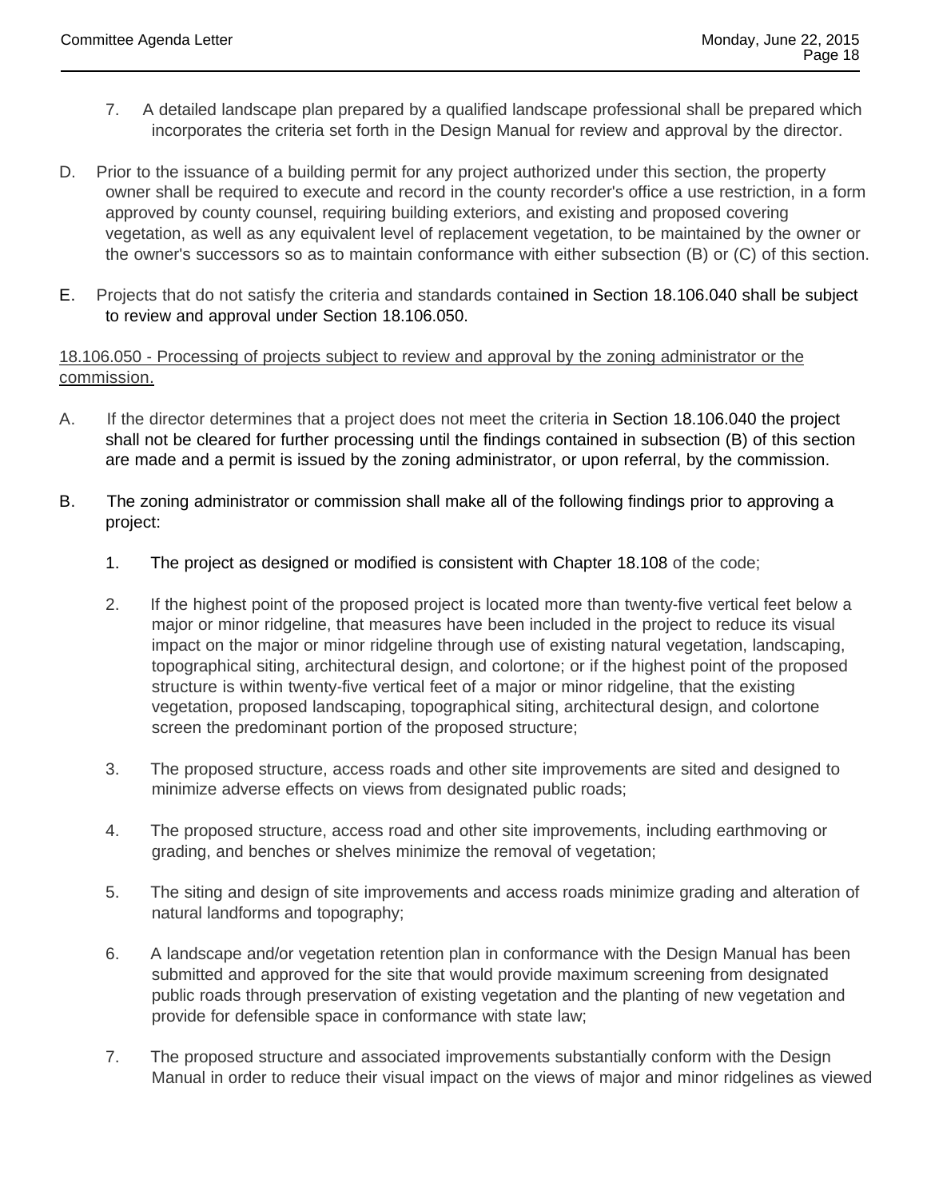7. A detailed landscape plan prepared by a qualified landscape professional shall be prepared which incorporates the criteria set forth in the Design Manual for review and approval by the director.

D. Prior to the issuance of a building permit for any project authorized under this section, the property owner shall be required to execute and record in the county recorder's office a use restriction, in a form approved by county counsel, requiring building exteriors, and existing and proposed covering vegetation, as well as any equivalent level of replacement vegetation, to be maintained by the owner or the owner's successors so as to maintain conformance with either subsection (B) or (C) of this section.

E. Projects that do not satisfy the criteria and standards contained in Section 18.106.040 shall be subject to review and approval under Section 18.106.050.

<u>18.106.050 - Processing of projects subject to review and approval by the zoning administrator or the commission.</u>

A. If the director determines that a project does not meet the criteria in Section 18.106.040 the project shall not be cleared for further processing until the findings contained in subsection (B) of this section are made and a permit is issued by the zoning administrator, or upon referral, by the commission.

B. The zoning administrator or commission shall make all of the following findings prior to approving a project:

1. The project as designed or modified is consistent with Chapter 18.108 of the code;

2. If the highest point of the proposed project is located more than twenty-five vertical feet below a major or minor ridgeline, that measures have been included in the project to reduce its visual impact on the major or minor ridgeline through use of existing natural vegetation, landscaping, topographical siting, architectural design, and colortone; or if the highest point of the proposed structure is within twenty-five vertical feet of a major or minor ridgeline, that the existing vegetation, proposed landscaping, topographical siting, architectural design, and colortone screen the predominant portion of the proposed structure;

3. The proposed structure, access roads and other site improvements are sited and designed to minimize adverse effects on views from designated public roads;

4. The proposed structure, access road and other site improvements, including earthmoving or grading, and benches or shelves minimize the removal of vegetation;

5. The siting and design of site improvements and access roads minimize grading and alteration of natural landforms and topography;

6. A landscape and/or vegetation retention plan in conformance with the Design Manual has been submitted and approved for the site that would provide maximum screening from designated public roads through preservation of existing vegetation and the planting of new vegetation and provide for defensible space in conformance with state law;

7. The proposed structure and associated improvements substantially conform with the Design Manual in order to reduce their visual impact on the views of major and minor ridgelines as viewed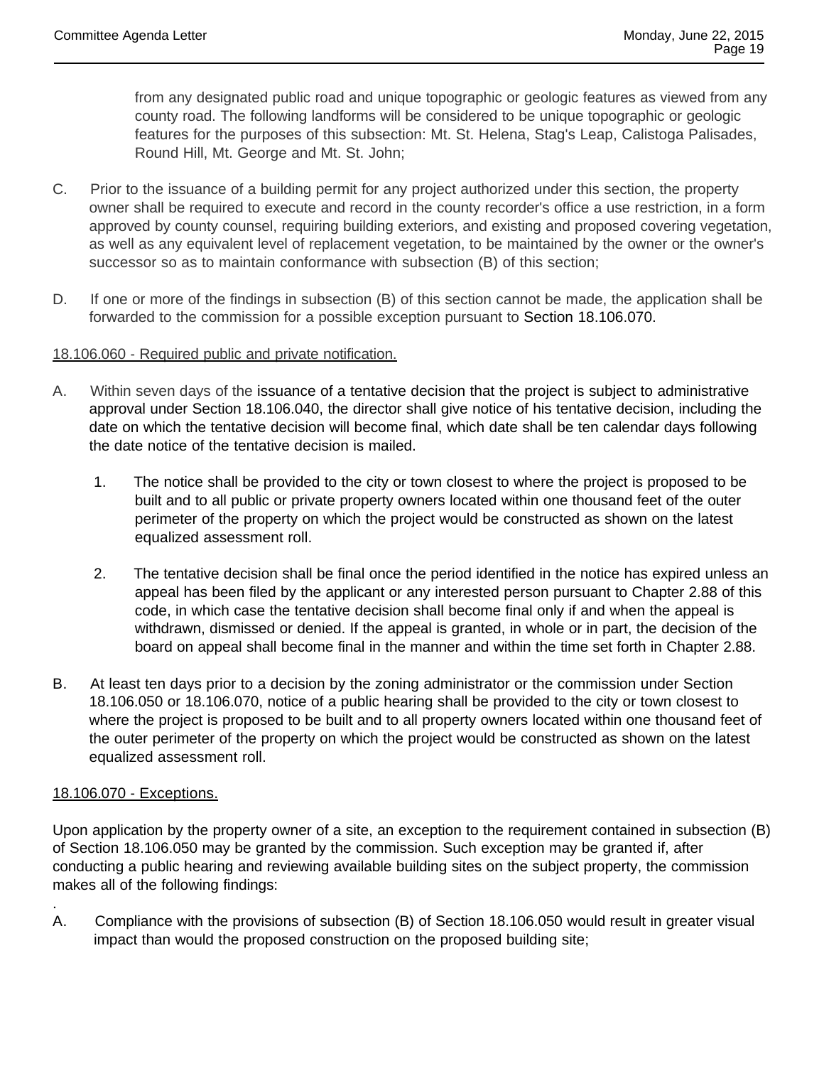from any designated public road and unique topographic or geologic features as viewed from any county road. The following landforms will be considered to be unique topographic or geologic features for the purposes of this subsection: Mt. St. Helena, Stag's Leap, Calistoga Palisades, Round Hill, Mt. George and Mt. St. John;

C. Prior to the issuance of a building permit for any project authorized under this section, the property owner shall be required to execute and record in the county recorder's office a use restriction, in a form approved by county counsel, requiring building exteriors, and existing and proposed covering vegetation, as well as any equivalent level of replacement vegetation, to be maintained by the owner or the owner's successor so as to maintain conformance with subsection (B) of this section;

D. If one or more of the findings in subsection (B) of this section cannot be made, the application shall be forwarded to the commission for a possible exception pursuant to Section 18.106.070.

18.106.060 - Required public and private notification.

A. Within seven days of the issuance of a tentative decision that the project is subject to administrative approval under Section 18.106.040, the director shall give notice of his tentative decision, including the date on which the tentative decision will become final, which date shall be ten calendar days following the date notice of the tentative decision is mailed.

   1. The notice shall be provided to the city or town closest to where the project is proposed to be built and to all public or private property owners located within one thousand feet of the outer perimeter of the property on which the project would be constructed as shown on the latest equalized assessment roll.

   2. The tentative decision shall be final once the period identified in the notice has expired unless an appeal has been filed by the applicant or any interested person pursuant to Chapter 2.88 of this code, in which case the tentative decision shall become final only if and when the appeal is withdrawn, dismissed or denied. If the appeal is granted, in whole or in part, the decision of the board on appeal shall become final in the manner and within the time set forth in Chapter 2.88.

B. At least ten days prior to a decision by the zoning administrator or the commission under Section 18.106.050 or 18.106.070, notice of a public hearing shall be provided to the city or town closest to where the project is proposed to be built and to all property owners located within one thousand feet of the outer perimeter of the property on which the project would be constructed as shown on the latest equalized assessment roll.

18.106.070 - Exceptions.

Upon application by the property owner of a site, an exception to the requirement contained in subsection (B) of Section 18.106.050 may be granted by the commission. Such exception may be granted if, after conducting a public hearing and reviewing available building sites on the subject property, the commission makes all of the following findings:

.

A. Compliance with the provisions of subsection (B) of Section 18.106.050 would result in greater visual impact than would the proposed construction on the proposed building site;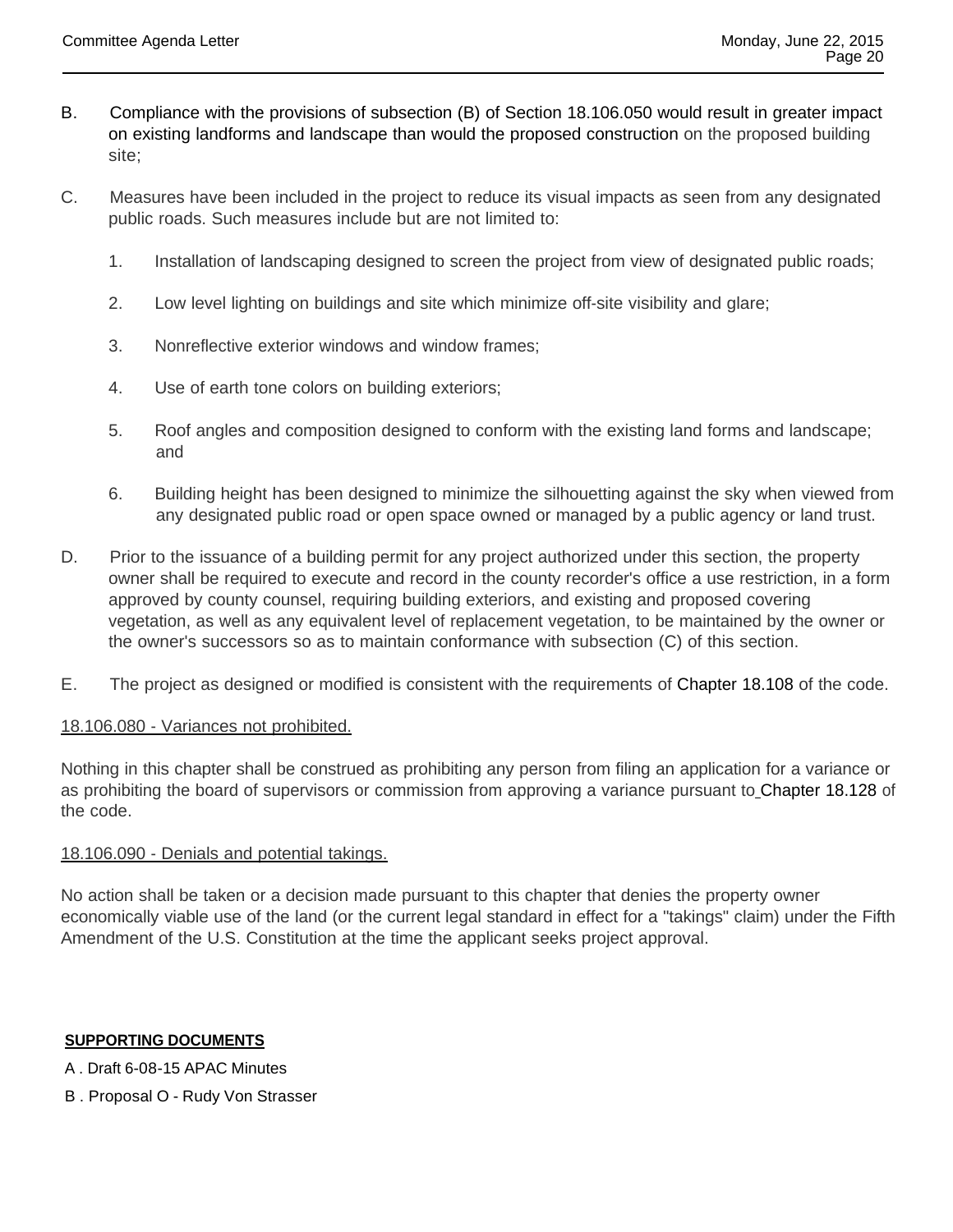B. Compliance with the provisions of subsection (B) of Section 18.106.050 would result in greater impact on existing landforms and landscape than would the proposed construction on the proposed building site;

C. Measures have been included in the project to reduce its visual impacts as seen from any designated public roads. Such measures include but are not limited to:

   1. Installation of landscaping designed to screen the project from view of designated public roads;

   2. Low level lighting on buildings and site which minimize off-site visibility and glare;

   3. Nonreflective exterior windows and window frames;

   4. Use of earth tone colors on building exteriors;

   5. Roof angles and composition designed to conform with the existing land forms and landscape; and

   6. Building height has been designed to minimize the silhouetting against the sky when viewed from any designated public road or open space owned or managed by a public agency or land trust.

D. Prior to the issuance of a building permit for any project authorized under this section, the property owner shall be required to execute and record in the county recorder's office a use restriction, in a form approved by county counsel, requiring building exteriors, and existing and proposed covering vegetation, as well as any equivalent level of replacement vegetation, to be maintained by the owner or the owner's successors so as to maintain conformance with subsection (C) of this section.

E. The project as designed or modified is consistent with the requirements of Chapter 18.108 of the code.

<u>18.106.080 - Variances not prohibited.</u>

Nothing in this chapter shall be construed as prohibiting any person from filing an application for a variance or as prohibiting the board of supervisors or commission from approving a variance pursuant to Chapter 18.128 of the code.

<u>18.106.090 - Denials and potential takings.</u>

No action shall be taken or a decision made pursuant to this chapter that denies the property owner economically viable use of the land (or the current legal standard in effect for a "takings" claim) under the Fifth Amendment of the U.S. Constitution at the time the applicant seeks project approval.

**SUPPORTING DOCUMENTS**

A . Draft 6-08-15 APAC Minutes

B . Proposal O - Rudy Von Strasser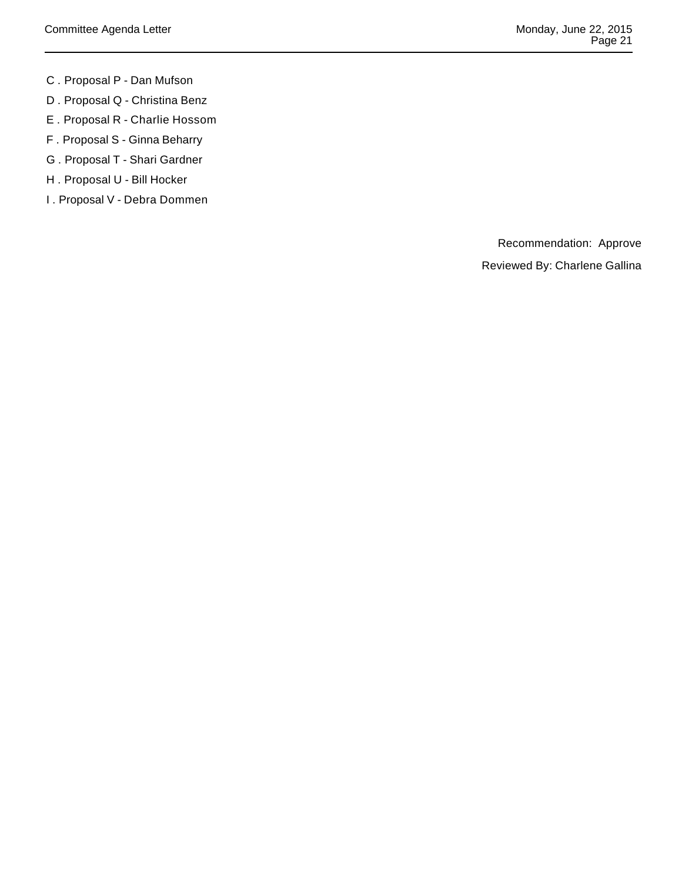C . Proposal P - Dan Mufson

D . Proposal Q - Christina Benz

E . Proposal R - Charlie Hossom

F . Proposal S - Ginna Beharry

G . Proposal T - Shari Gardner

H . Proposal U - Bill Hocker

I . Proposal V - Debra Dommen

Recommendation: Approve

Reviewed By: Charlene Gallina